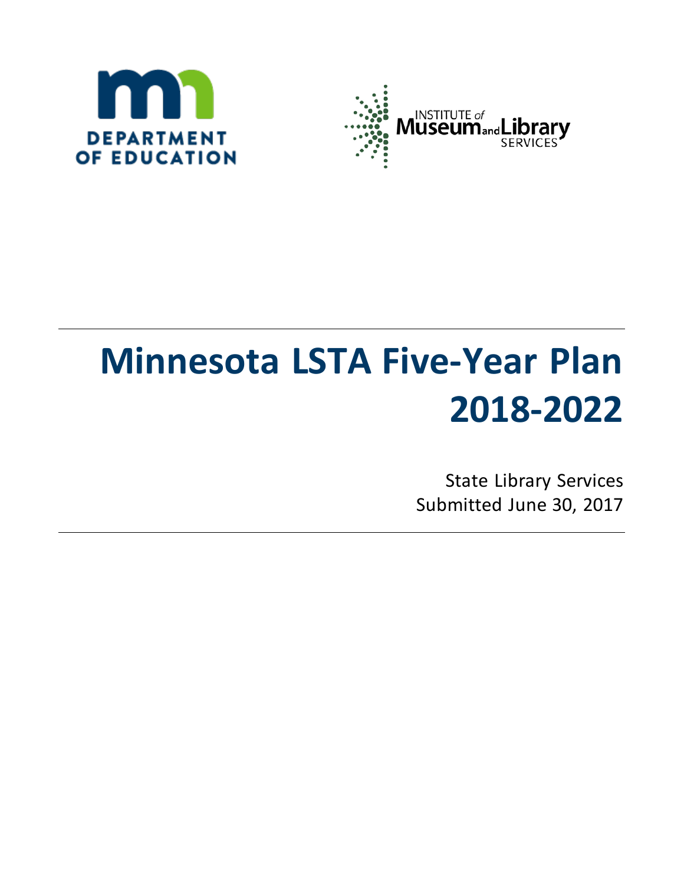MN DEPARTMENT OF EDUCATION

INSTITUTE of Museum and Library SERVICES

# Minnesota LSTA Five-Year Plan 2018-2022

State Library Services

Submitted June 30, 2017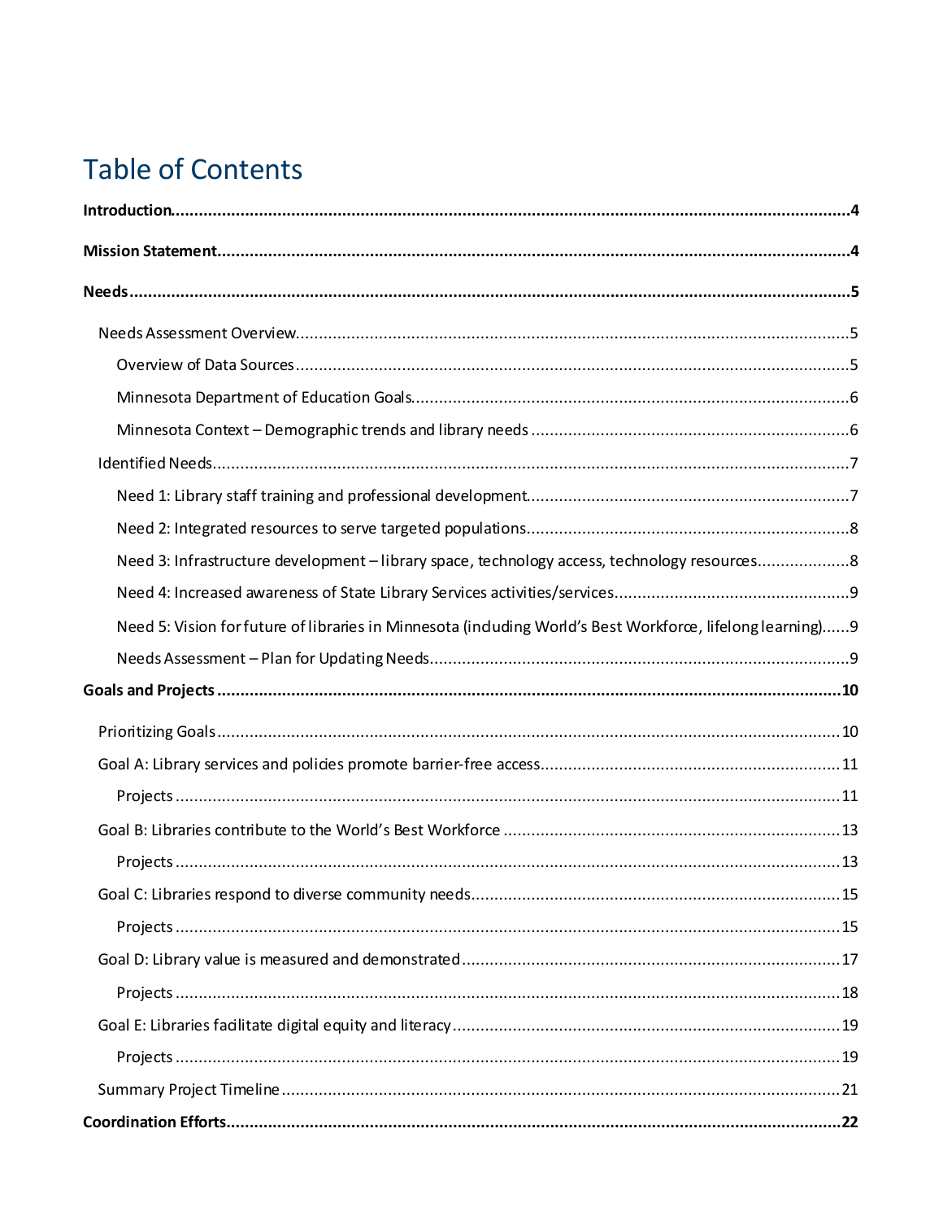# Table of Contents

**Introduction** 4

**Mission Statement** 4

**Needs** 5

- Needs Assessment Overview 5
  - Overview of Data Sources 5
  - Minnesota Department of Education Goals 6
  - Minnesota Context – Demographic trends and library needs 6
- Identified Needs 7
  - Need 1: Library staff training and professional development 7
  - Need 2: Integrated resources to serve targeted populations 8
  - Need 3: Infrastructure development – library space, technology access, technology resources 8
  - Need 4: Increased awareness of State Library Services activities/services 9
  - Need 5: Vision for future of libraries in Minnesota (including World's Best Workforce, lifelong learning) 9
  - Needs Assessment – Plan for Updating Needs 9

**Goals and Projects** 10

- Prioritizing Goals 10
- Goal A: Library services and policies promote barrier-free access 11
  - Projects 11
- Goal B: Libraries contribute to the World's Best Workforce 13
  - Projects 13
- Goal C: Libraries respond to diverse community needs 15
  - Projects 15
- Goal D: Library value is measured and demonstrated 17
  - Projects 18
- Goal E: Libraries facilitate digital equity and literacy 19
  - Projects 19
- Summary Project Timeline 21

**Coordination Efforts** 22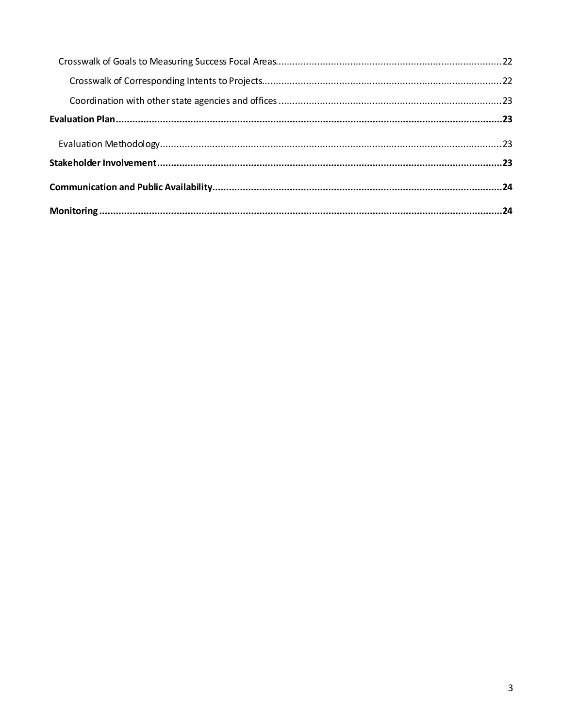- Crosswalk of Goals to Measuring Success Focal Areas....................22
    - Crosswalk of Corresponding Intents to Projects....................22
    - Coordination with other state agencies and offices....................23

**Evaluation Plan**....................**23**

- Evaluation Methodology....................23

**Stakeholder Involvement**....................**23**

**Communication and Public Availability**....................**24**

**Monitoring**....................**24**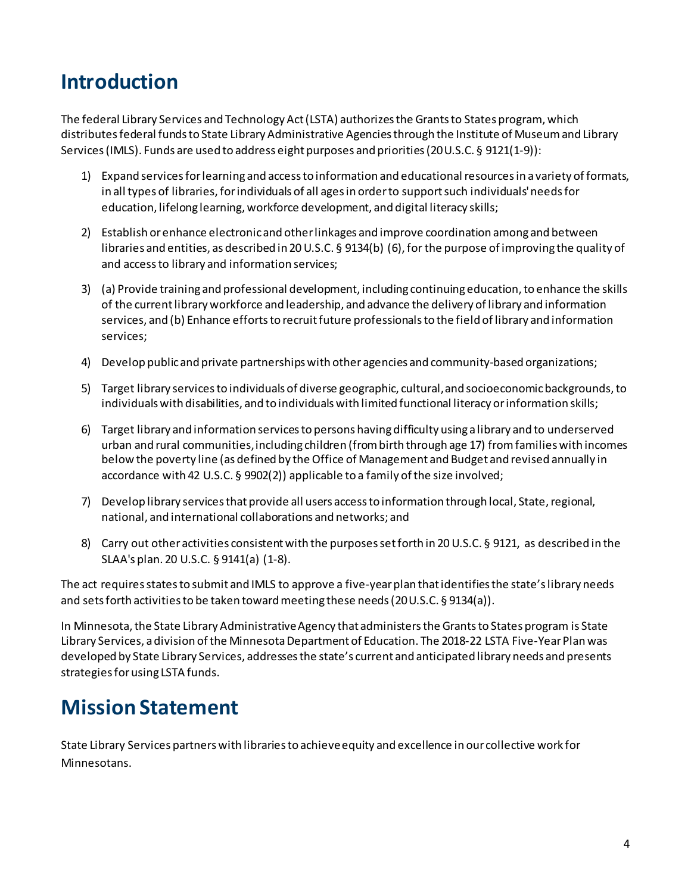# Introduction

The federal Library Services and Technology Act (LSTA) authorizes the Grants to States program, which distributes federal funds to State Library Administrative Agencies through the Institute of Museum and Library Services (IMLS). Funds are used to address eight purposes and priorities (20 U.S.C. § 9121(1-9)):

1) Expand services for learning and access to information and educational resources in a variety of formats, in all types of libraries, for individuals of all ages in order to support such individuals' needs for education, lifelong learning, workforce development, and digital literacy skills;
2) Establish or enhance electronic and other linkages and improve coordination among and between libraries and entities, as described in 20 U.S.C. § 9134(b) (6), for the purpose of improving the quality of and access to library and information services;
3) (a) Provide training and professional development, including continuing education, to enhance the skills of the current library workforce and leadership, and advance the delivery of library and information services, and (b) Enhance efforts to recruit future professionals to the field of library and information services;
4) Develop public and private partnerships with other agencies and community-based organizations;
5) Target library services to individuals of diverse geographic, cultural, and socioeconomic backgrounds, to individuals with disabilities, and to individuals with limited functional literacy or information skills;
6) Target library and information services to persons having difficulty using a library and to underserved urban and rural communities, including children (from birth through age 17) from families with incomes below the poverty line (as defined by the Office of Management and Budget and revised annually in accordance with 42 U.S.C. § 9902(2)) applicable to a family of the size involved;
7) Develop library services that provide all users access to information through local, State, regional, national, and international collaborations and networks; and
8) Carry out other activities consistent with the purposes set forth in 20 U.S.C. § 9121, as described in the SLAA's plan. 20 U.S.C. § 9141(a) (1-8).

The act requires states to submit and IMLS to approve a five-year plan that identifies the state's library needs and sets forth activities to be taken toward meeting these needs (20 U.S.C. § 9134(a)).

In Minnesota, the State Library Administrative Agency that administers the Grants to States program is State Library Services, a division of the Minnesota Department of Education. The 2018-22 LSTA Five-Year Plan was developed by State Library Services, addresses the state's current and anticipated library needs and presents strategies for using LSTA funds.

# Mission Statement

State Library Services partners with libraries to achieve equity and excellence in our collective work for Minnesotans.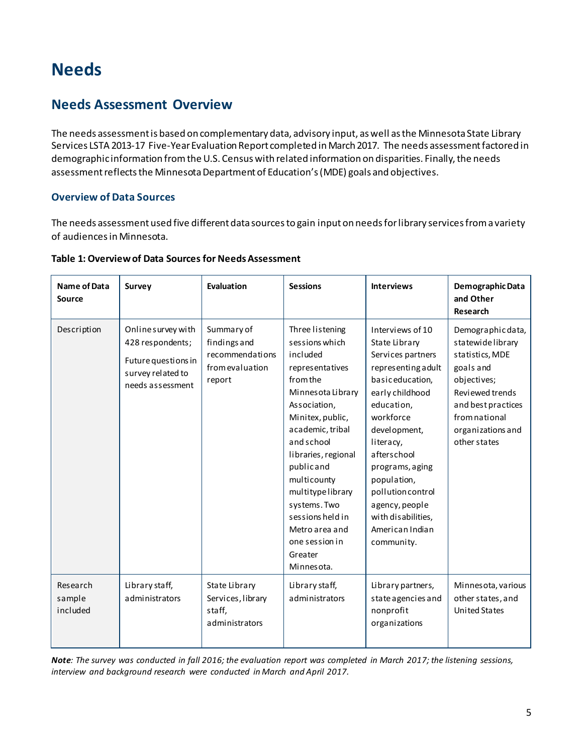# Needs

## Needs Assessment Overview

The needs assessment is based on complementary data, advisory input, as well as the Minnesota State Library Services LSTA 2013-17 Five-Year Evaluation Report completed in March 2017. The needs assessment factored in demographic information from the U.S. Census with related information on disparities. Finally, the needs assessment reflects the Minnesota Department of Education's (MDE) goals and objectives.

### Overview of Data Sources

The needs assessment used five different data sources to gain input on needs for library services from a variety of audiences in Minnesota.

**Table 1: Overview of Data Sources for Needs Assessment**

| Name of Data Source | Survey | Evaluation | Sessions | Interviews | Demographic Data and Other Research |
|---|---|---|---|---|---|
| Description | Online survey with 428 respondents; Future questions in survey related to needs assessment | Summary of findings and recommendations from evaluation report | Three listening sessions which included representatives from the Minnesota Library Association, Minitex, public, academic, tribal and school libraries, regional public and multicounty multitype library systems. Two sessions held in Metro area and one session in Greater Minnesota. | Interviews of 10 State Library Services partners representing adult basic education, early childhood education, workforce development, literacy, afterschool programs, aging population, pollution control agency, people with disabilities, American Indian community. | Demographic data, statewide library statistics, MDE goals and objectives; Reviewed trends and best practices from national organizations and other states |
| Research sample included | Library staff, administrators | State Library Services, library staff, administrators | Library staff, administrators | Library partners, state agencies and nonprofit organizations | Minnesota, various other states, and United States |

***Note**: The survey was conducted in fall 2016; the evaluation report was completed in March 2017; the listening sessions, interview and background research were conducted in March and April 2017.*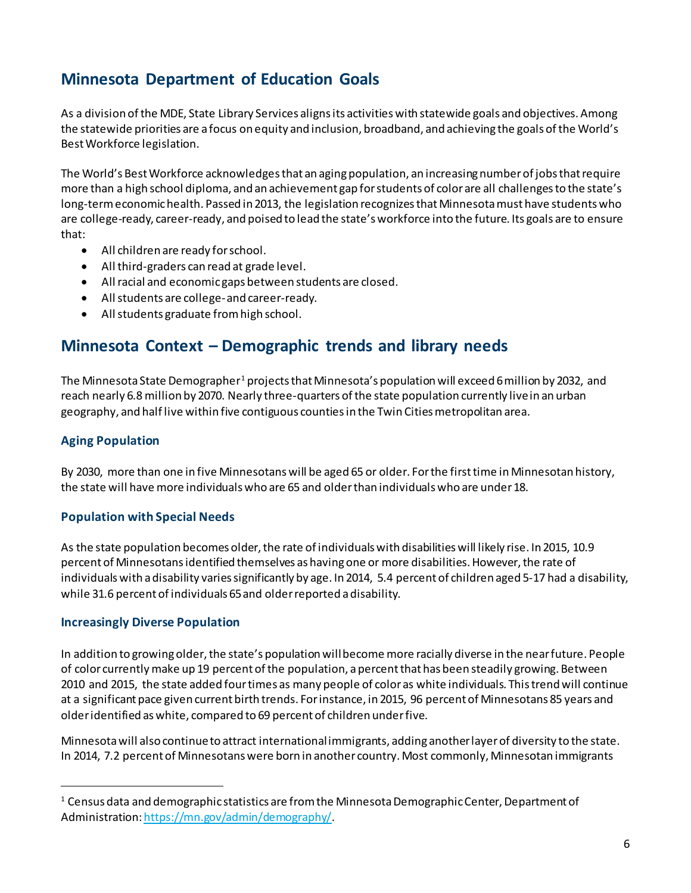## Minnesota Department of Education Goals

As a division of the MDE, State Library Services aligns its activities with statewide goals and objectives. Among the statewide priorities are a focus on equity and inclusion, broadband, and achieving the goals of the World's Best Workforce legislation.

The World's Best Workforce acknowledges that an aging population, an increasing number of jobs that require more than a high school diploma, and an achievement gap for students of color are all challenges to the state's long-term economic health. Passed in 2013, the legislation recognizes that Minnesota must have students who are college-ready, career-ready, and poised to lead the state's workforce into the future. Its goals are to ensure that:

- All children are ready for school.
- All third-graders can read at grade level.
- All racial and economic gaps between students are closed.
- All students are college- and career-ready.
- All students graduate from high school.

## Minnesota Context – Demographic trends and library needs

The Minnesota State Demographer[1] projects that Minnesota's population will exceed 6 million by 2032, and reach nearly 6.8 million by 2070. Nearly three-quarters of the state population currently live in an urban geography, and half live within five contiguous counties in the Twin Cities metropolitan area.

### Aging Population

By 2030, more than one in five Minnesotans will be aged 65 or older. For the first time in Minnesotan history, the state will have more individuals who are 65 and older than individuals who are under 18.

### Population with Special Needs

As the state population becomes older, the rate of individuals with disabilities will likely rise. In 2015, 10.9 percent of Minnesotans identified themselves as having one or more disabilities. However, the rate of individuals with a disability varies significantly by age. In 2014, 5.4 percent of children aged 5-17 had a disability, while 31.6 percent of individuals 65 and older reported a disability.

### Increasingly Diverse Population

In addition to growing older, the state's population will become more racially diverse in the near future. People of color currently make up 19 percent of the population, a percent that has been steadily growing. Between 2010 and 2015, the state added four times as many people of color as white individuals. This trend will continue at a significant pace given current birth trends. For instance, in 2015, 96 percent of Minnesotans 85 years and older identified as white, compared to 69 percent of children under five.

Minnesota will also continue to attract international immigrants, adding another layer of diversity to the state. In 2014, 7.2 percent of Minnesotans were born in another country. Most commonly, Minnesotan immigrants

---

[1] Census data and demographic statistics are from the Minnesota Demographic Center, Department of Administration: https://mn.gov/admin/demography/.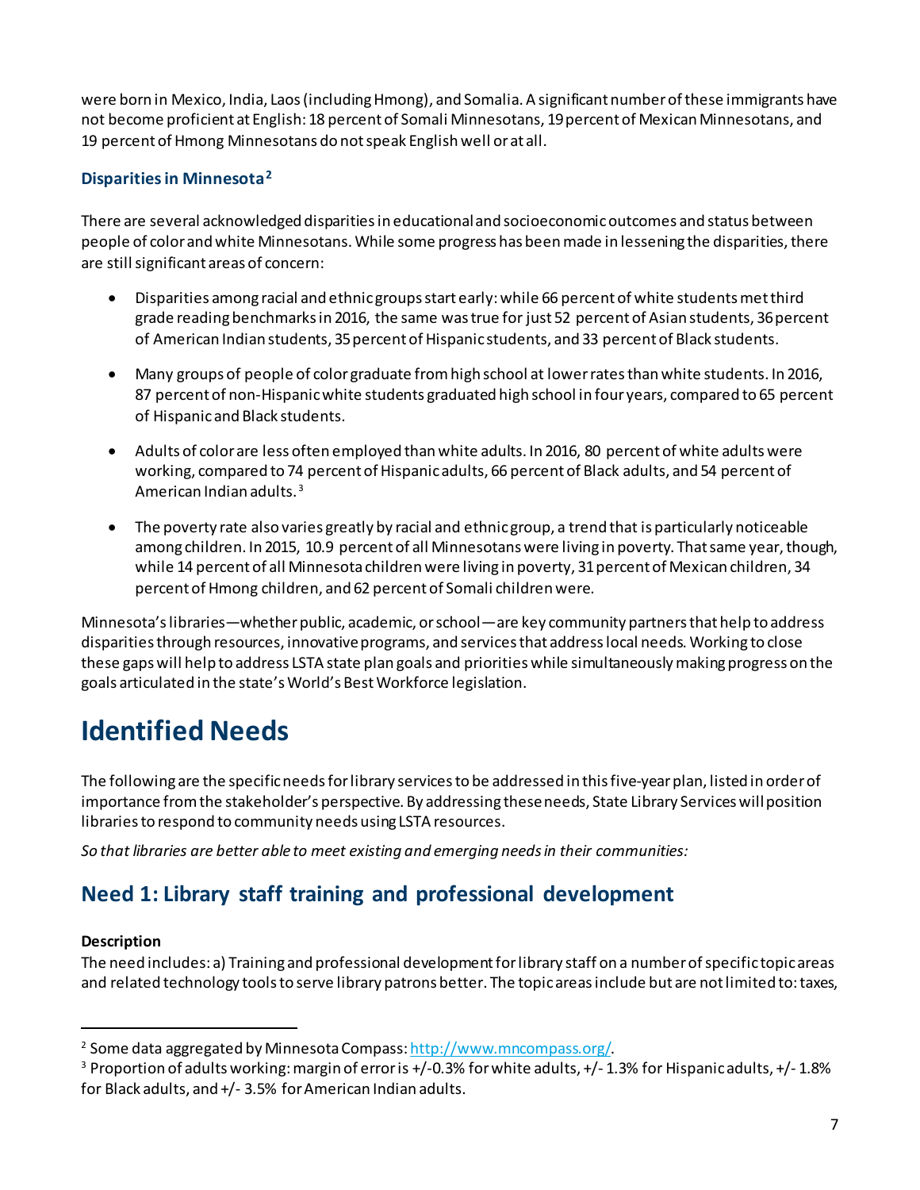were born in Mexico, India, Laos (including Hmong), and Somalia. A significant number of these immigrants have not become proficient at English: 18 percent of Somali Minnesotans, 19 percent of Mexican Minnesotans, and 19 percent of Hmong Minnesotans do not speak English well or at all.

### Disparities in Minnesota[2]

There are several acknowledged disparities in educational and socioeconomic outcomes and status between people of color and white Minnesotans. While some progress has been made in lessening the disparities, there are still significant areas of concern:

- Disparities among racial and ethnic groups start early: while 66 percent of white students met third grade reading benchmarks in 2016, the same was true for just 52 percent of Asian students, 36 percent of American Indian students, 35 percent of Hispanic students, and 33 percent of Black students.
- Many groups of people of color graduate from high school at lower rates than white students. In 2016, 87 percent of non-Hispanic white students graduated high school in four years, compared to 65 percent of Hispanic and Black students.
- Adults of color are less often employed than white adults. In 2016, 80 percent of white adults were working, compared to 74 percent of Hispanic adults, 66 percent of Black adults, and 54 percent of American Indian adults.[3]
- The poverty rate also varies greatly by racial and ethnic group, a trend that is particularly noticeable among children. In 2015, 10.9 percent of all Minnesotans were living in poverty. That same year, though, while 14 percent of all Minnesota children were living in poverty, 31 percent of Mexican children, 34 percent of Hmong children, and 62 percent of Somali children were.

Minnesota's libraries—whether public, academic, or school—are key community partners that help to address disparities through resources, innovative programs, and services that address local needs. Working to close these gaps will help to address LSTA state plan goals and priorities while simultaneously making progress on the goals articulated in the state's World's Best Workforce legislation.

# Identified Needs

The following are the specific needs for library services to be addressed in this five-year plan, listed in order of importance from the stakeholder's perspective. By addressing these needs, State Library Services will position libraries to respond to community needs using LSTA resources.

*So that libraries are better able to meet existing and emerging needs in their communities:*

## Need 1: Library staff training and professional development

**Description**

The need includes: a) Training and professional development for library staff on a number of specific topic areas and related technology tools to serve library patrons better. The topic areas include but are not limited to: taxes,

---

[2] Some data aggregated by Minnesota Compass: http://www.mncompass.org/.

[3] Proportion of adults working: margin of error is +/-0.3% for white adults, +/- 1.3% for Hispanic adults, +/- 1.8% for Black adults, and +/- 3.5% for American Indian adults.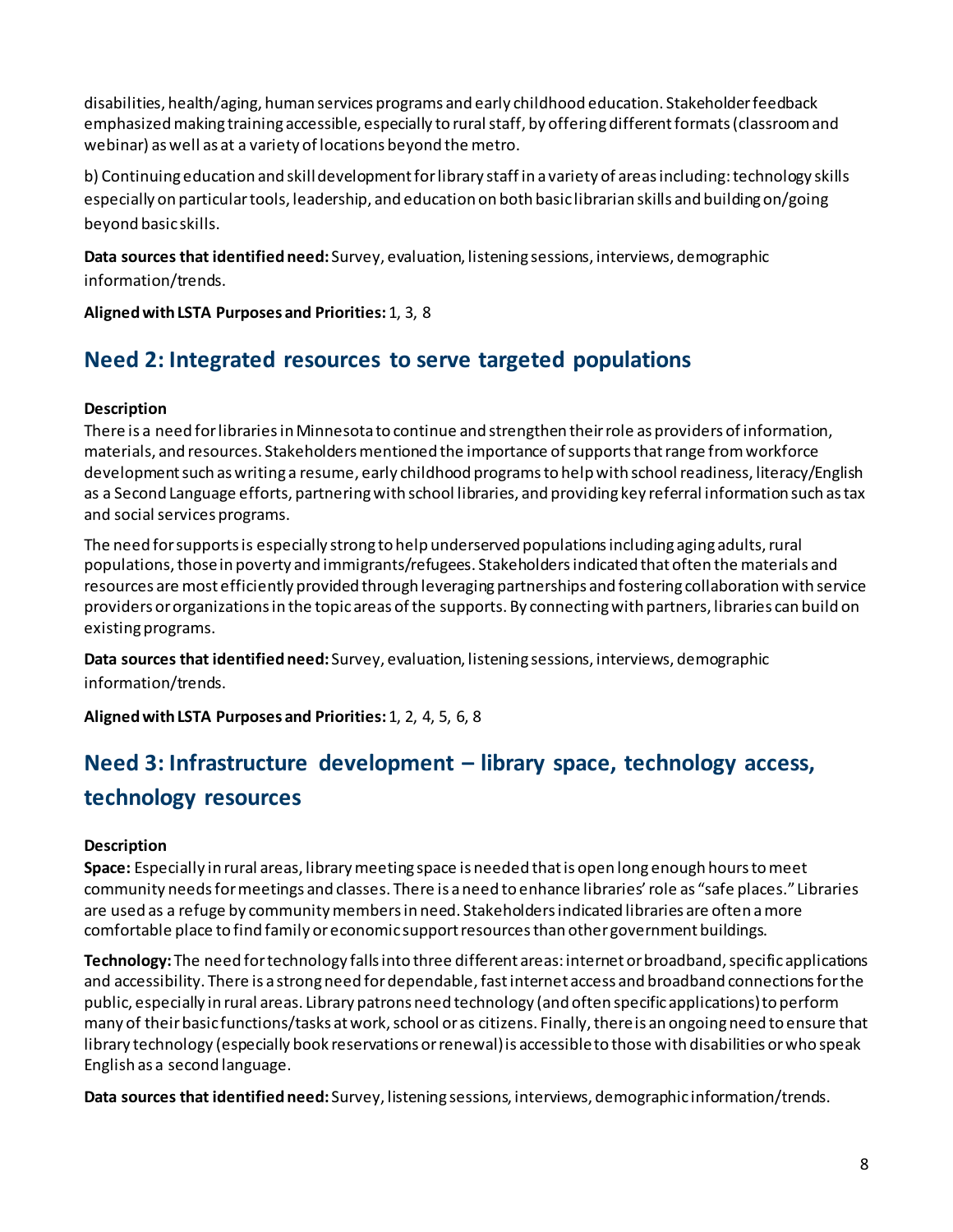disabilities, health/aging, human services programs and early childhood education. Stakeholder feedback emphasized making training accessible, especially to rural staff, by offering different formats (classroom and webinar) as well as at a variety of locations beyond the metro.

b) Continuing education and skill development for library staff in a variety of areas including: technology skills especially on particular tools, leadership, and education on both basic librarian skills and building on/going beyond basic skills.

**Data sources that identified need:** Survey, evaluation, listening sessions, interviews, demographic information/trends.

**Aligned with LSTA Purposes and Priorities:** 1, 3, 8

## Need 2: Integrated resources to serve targeted populations

**Description**

There is a need for libraries in Minnesota to continue and strengthen their role as providers of information, materials, and resources. Stakeholders mentioned the importance of supports that range from workforce development such as writing a resume, early childhood programs to help with school readiness, literacy/English as a Second Language efforts, partnering with school libraries, and providing key referral information such as tax and social services programs.

The need for supports is especially strong to help underserved populations including aging adults, rural populations, those in poverty and immigrants/refugees. Stakeholders indicated that often the materials and resources are most efficiently provided through leveraging partnerships and fostering collaboration with service providers or organizations in the topic areas of the supports. By connecting with partners, libraries can build on existing programs.

**Data sources that identified need:** Survey, evaluation, listening sessions, interviews, demographic information/trends.

**Aligned with LSTA Purposes and Priorities:** 1, 2, 4, 5, 6, 8

## Need 3: Infrastructure development – library space, technology access, technology resources

**Description**

**Space:** Especially in rural areas, library meeting space is needed that is open long enough hours to meet community needs for meetings and classes. There is a need to enhance libraries' role as "safe places." Libraries are used as a refuge by community members in need. Stakeholders indicated libraries are often a more comfortable place to find family or economic support resources than other government buildings.

**Technology:** The need for technology falls into three different areas: internet or broadband, specific applications and accessibility. There is a strong need for dependable, fast internet access and broadband connections for the public, especially in rural areas. Library patrons need technology (and often specific applications) to perform many of their basic functions/tasks at work, school or as citizens. Finally, there is an ongoing need to ensure that library technology (especially book reservations or renewal) is accessible to those with disabilities or who speak English as a second language.

**Data sources that identified need:** Survey, listening sessions, interviews, demographic information/trends.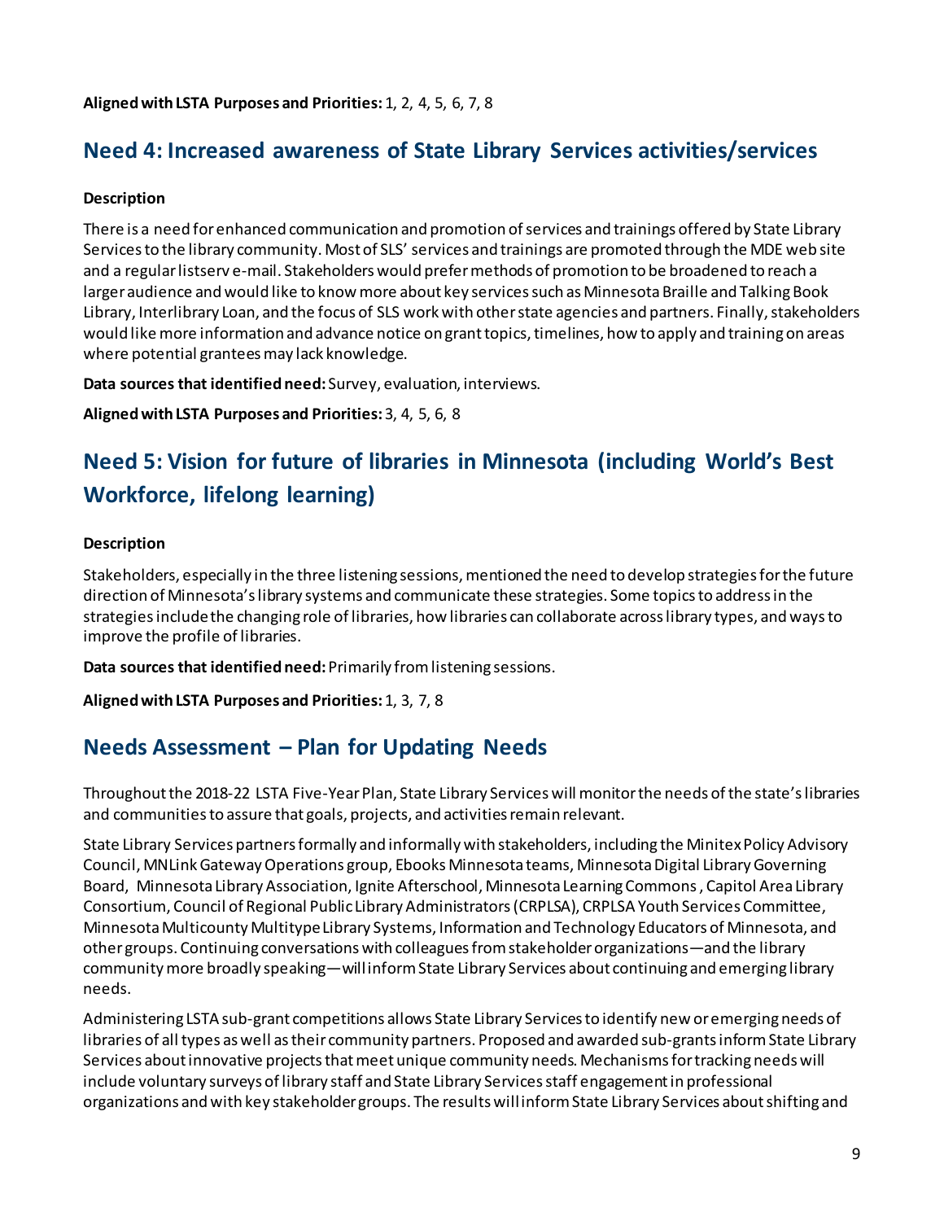**Aligned with LSTA Purposes and Priorities:** 1, 2, 4, 5, 6, 7, 8

## Need 4: Increased awareness of State Library Services activities/services

**Description**

There is a need for enhanced communication and promotion of services and trainings offered by State Library Services to the library community. Most of SLS' services and trainings are promoted through the MDE web site and a regular listserv e-mail. Stakeholders would prefer methods of promotion to be broadened to reach a larger audience and would like to know more about key services such as Minnesota Braille and Talking Book Library, Interlibrary Loan, and the focus of SLS work with other state agencies and partners. Finally, stakeholders would like more information and advance notice on grant topics, timelines, how to apply and training on areas where potential grantees may lack knowledge.

**Data sources that identified need:** Survey, evaluation, interviews.

**Aligned with LSTA Purposes and Priorities:** 3, 4, 5, 6, 8

## Need 5: Vision for future of libraries in Minnesota (including World's Best Workforce, lifelong learning)

**Description**

Stakeholders, especially in the three listening sessions, mentioned the need to develop strategies for the future direction of Minnesota's library systems and communicate these strategies. Some topics to address in the strategies include the changing role of libraries, how libraries can collaborate across library types, and ways to improve the profile of libraries.

**Data sources that identified need:** Primarily from listening sessions.

**Aligned with LSTA Purposes and Priorities:** 1, 3, 7, 8

## Needs Assessment – Plan for Updating Needs

Throughout the 2018-22 LSTA Five-Year Plan, State Library Services will monitor the needs of the state's libraries and communities to assure that goals, projects, and activities remain relevant.

State Library Services partners formally and informally with stakeholders, including the Minitex Policy Advisory Council, MNLink Gateway Operations group, Ebooks Minnesota teams, Minnesota Digital Library Governing Board, Minnesota Library Association, Ignite Afterschool, Minnesota Learning Commons, Capitol Area Library Consortium, Council of Regional Public Library Administrators (CRPLSA), CRPLSA Youth Services Committee, Minnesota Multicounty Multitype Library Systems, Information and Technology Educators of Minnesota, and other groups. Continuing conversations with colleagues from stakeholder organizations—and the library community more broadly speaking—will inform State Library Services about continuing and emerging library needs.

Administering LSTA sub-grant competitions allows State Library Services to identify new or emerging needs of libraries of all types as well as their community partners. Proposed and awarded sub-grants inform State Library Services about innovative projects that meet unique community needs. Mechanisms for tracking needs will include voluntary surveys of library staff and State Library Services staff engagement in professional organizations and with key stakeholder groups. The results will inform State Library Services about shifting and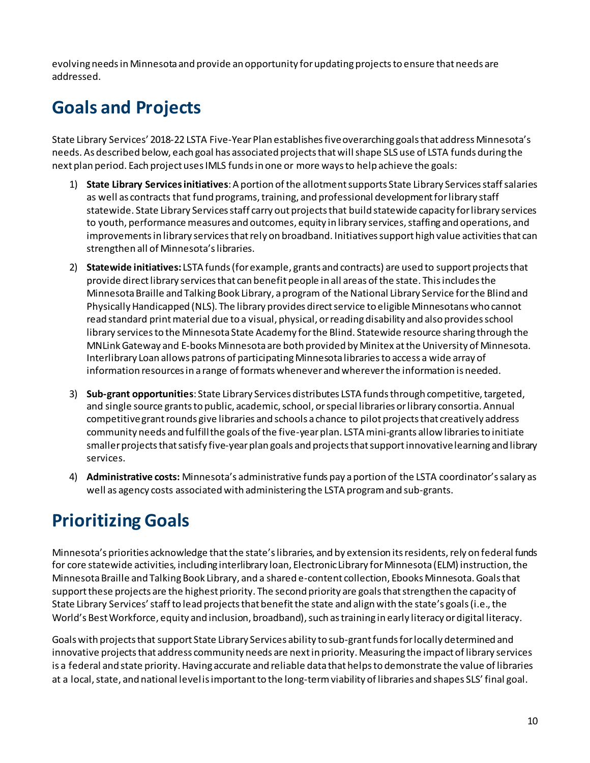evolving needs in Minnesota and provide an opportunity for updating projects to ensure that needs are addressed.

## Goals and Projects

State Library Services' 2018-22 LSTA Five-Year Plan establishes five overarching goals that address Minnesota's needs. As described below, each goal has associated projects that will shape SLS use of LSTA funds during the next plan period. Each project uses IMLS funds in one or more ways to help achieve the goals:

1) **State Library Services initiatives**: A portion of the allotment supports State Library Services staff salaries as well as contracts that fund programs, training, and professional development for library staff statewide. State Library Services staff carry out projects that build statewide capacity for library services to youth, performance measures and outcomes, equity in library services, staffing and operations, and improvements in library services that rely on broadband. Initiatives support high value activities that can strengthen all of Minnesota's libraries.
2) **Statewide initiatives:** LSTA funds (for example, grants and contracts) are used to support projects that provide direct library services that can benefit people in all areas of the state. This includes the Minnesota Braille and Talking Book Library, a program of the National Library Service for the Blind and Physically Handicapped (NLS). The library provides direct service to eligible Minnesotans who cannot read standard print material due to a visual, physical, or reading disability and also provides school library services to the Minnesota State Academy for the Blind. Statewide resource sharing through the MNLink Gateway and E-books Minnesota are both provided by Minitex at the University of Minnesota. Interlibrary Loan allows patrons of participating Minnesota libraries to access a wide array of information resources in a range of formats whenever and wherever the information is needed.
3) **Sub-grant opportunities**: State Library Services distributes LSTA funds through competitive, targeted, and single source grants to public, academic, school, or special libraries or library consortia. Annual competitive grant rounds give libraries and schools a chance to pilot projects that creatively address community needs and fulfill the goals of the five-year plan. LSTA mini-grants allow libraries to initiate smaller projects that satisfy five-year plan goals and projects that support innovative learning and library services.
4) **Administrative costs:** Minnesota's administrative funds pay a portion of the LSTA coordinator's salary as well as agency costs associated with administering the LSTA program and sub-grants.

## Prioritizing Goals

Minnesota's priorities acknowledge that the state's libraries, and by extension its residents, rely on federal funds for core statewide activities, including interlibrary loan, Electronic Library for Minnesota (ELM) instruction, the Minnesota Braille and Talking Book Library, and a shared e-content collection, Ebooks Minnesota. Goals that support these projects are the highest priority. The second priority are goals that strengthen the capacity of State Library Services' staff to lead projects that benefit the state and align with the state's goals (i.e., the World's Best Workforce, equity and inclusion, broadband), such as training in early literacy or digital literacy.

Goals with projects that support State Library Services ability to sub-grant funds for locally determined and innovative projects that address community needs are next in priority. Measuring the impact of library services is a federal and state priority. Having accurate and reliable data that helps to demonstrate the value of libraries at a local, state, and national level is important to the long-term viability of libraries and shapes SLS' final goal.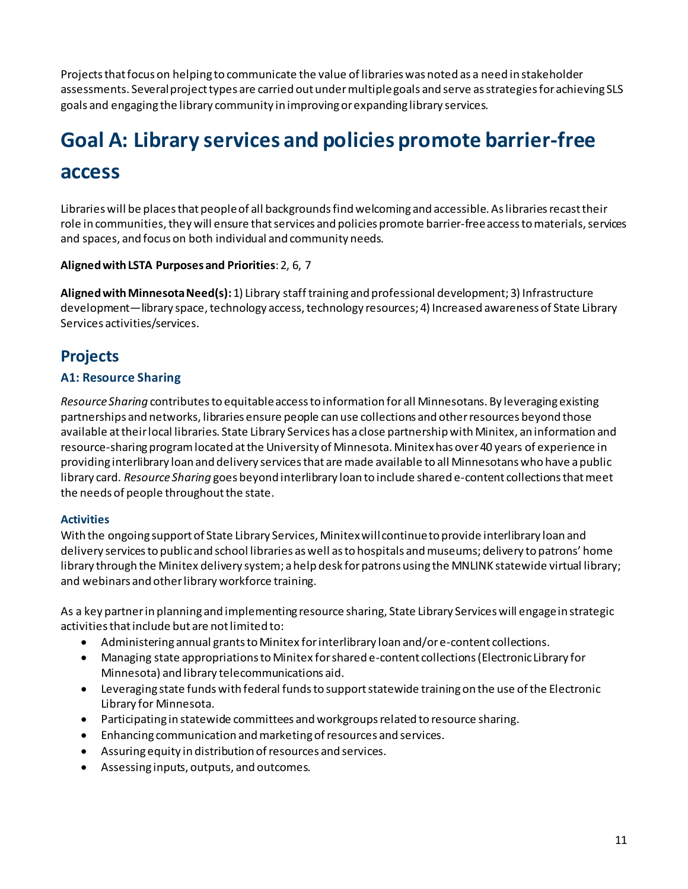Projects that focus on helping to communicate the value of libraries was noted as a need in stakeholder assessments. Several project types are carried out under multiple goals and serve as strategies for achieving SLS goals and engaging the library community in improving or expanding library services.

# Goal A: Library services and policies promote barrier-free access

Libraries will be places that people of all backgrounds find welcoming and accessible. As libraries recast their role in communities, they will ensure that services and policies promote barrier-free access to materials, services and spaces, and focus on both individual and community needs.

**Aligned with LSTA Purposes and Priorities**: 2, 6, 7

**Aligned with Minnesota Need(s):** 1) Library staff training and professional development; 3) Infrastructure development—library space, technology access, technology resources; 4) Increased awareness of State Library Services activities/services.

## Projects

### A1: Resource Sharing

*Resource Sharing* contributes to equitable access to information for all Minnesotans. By leveraging existing partnerships and networks, libraries ensure people can use collections and other resources beyond those available at their local libraries. State Library Services has a close partnership with Minitex, an information and resource-sharing program located at the University of Minnesota. Minitex has over 40 years of experience in providing interlibrary loan and delivery services that are made available to all Minnesotans who have a public library card. *Resource Sharing* goes beyond interlibrary loan to include shared e-content collections that meet the needs of people throughout the state.

#### Activities

With the ongoing support of State Library Services, Minitex will continue to provide interlibrary loan and delivery services to public and school libraries as well as to hospitals and museums; delivery to patrons' home library through the Minitex delivery system; a help desk for patrons using the MNLINK statewide virtual library; and webinars and other library workforce training.

As a key partner in planning and implementing resource sharing, State Library Services will engage in strategic activities that include but are not limited to:

- Administering annual grants to Minitex for interlibrary loan and/or e-content collections.
- Managing state appropriations to Minitex for shared e-content collections (Electronic Library for Minnesota) and library telecommunications aid.
- Leveraging state funds with federal funds to support statewide training on the use of the Electronic Library for Minnesota.
- Participating in statewide committees and workgroups related to resource sharing.
- Enhancing communication and marketing of resources and services.
- Assuring equity in distribution of resources and services.
- Assessing inputs, outputs, and outcomes.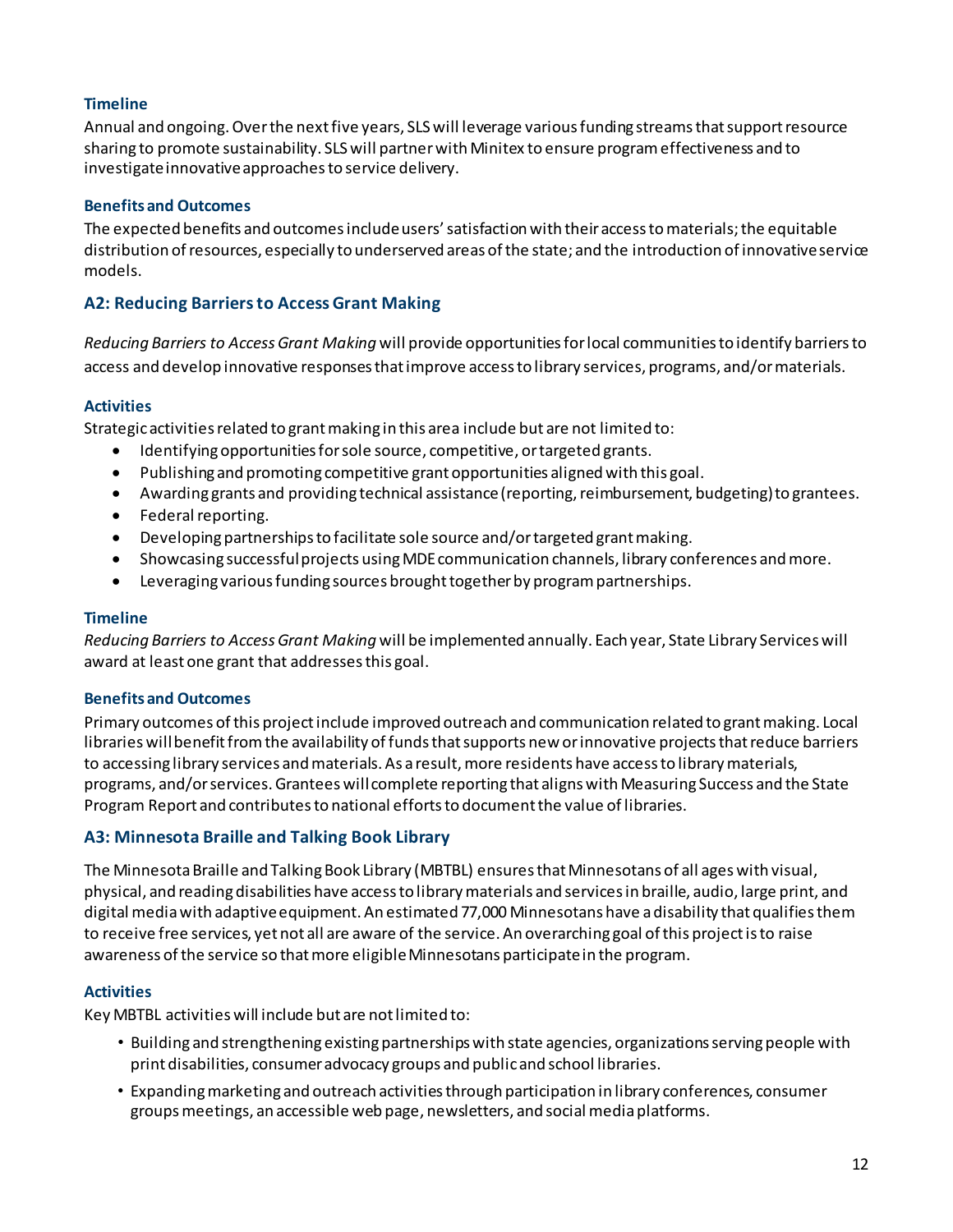#### Timeline

Annual and ongoing. Over the next five years, SLS will leverage various funding streams that support resource sharing to promote sustainability. SLS will partner with Minitex to ensure program effectiveness and to investigate innovative approaches to service delivery.

#### Benefits and Outcomes

The expected benefits and outcomes include users' satisfaction with their access to materials; the equitable distribution of resources, especially to underserved areas of the state; and the introduction of innovative service models.

### A2: Reducing Barriers to Access Grant Making

*Reducing Barriers to Access Grant Making* will provide opportunities for local communities to identify barriers to access and develop innovative responses that improve access to library services, programs, and/or materials.

#### Activities

Strategic activities related to grant making in this area include but are not limited to:

- Identifying opportunities for sole source, competitive, or targeted grants.
- Publishing and promoting competitive grant opportunities aligned with this goal.
- Awarding grants and providing technical assistance (reporting, reimbursement, budgeting) to grantees.
- Federal reporting.
- Developing partnerships to facilitate sole source and/or targeted grant making.
- Showcasing successful projects using MDE communication channels, library conferences and more.
- Leveraging various funding sources brought together by program partnerships.

#### Timeline

*Reducing Barriers to Access Grant Making* will be implemented annually. Each year, State Library Services will award at least one grant that addresses this goal.

#### Benefits and Outcomes

Primary outcomes of this project include improved outreach and communication related to grant making. Local libraries will benefit from the availability of funds that supports new or innovative projects that reduce barriers to accessing library services and materials. As a result, more residents have access to library materials, programs, and/or services. Grantees will complete reporting that aligns with Measuring Success and the State Program Report and contributes to national efforts to document the value of libraries.

### A3: Minnesota Braille and Talking Book Library

The Minnesota Braille and Talking Book Library (MBTBL) ensures that Minnesotans of all ages with visual, physical, and reading disabilities have access to library materials and services in braille, audio, large print, and digital media with adaptive equipment. An estimated 77,000 Minnesotans have a disability that qualifies them to receive free services, yet not all are aware of the service. An overarching goal of this project is to raise awareness of the service so that more eligible Minnesotans participate in the program.

#### Activities

Key MBTBL activities will include but are not limited to:

- Building and strengthening existing partnerships with state agencies, organizations serving people with print disabilities, consumer advocacy groups and public and school libraries.
- Expanding marketing and outreach activities through participation in library conferences, consumer groups meetings, an accessible web page, newsletters, and social media platforms.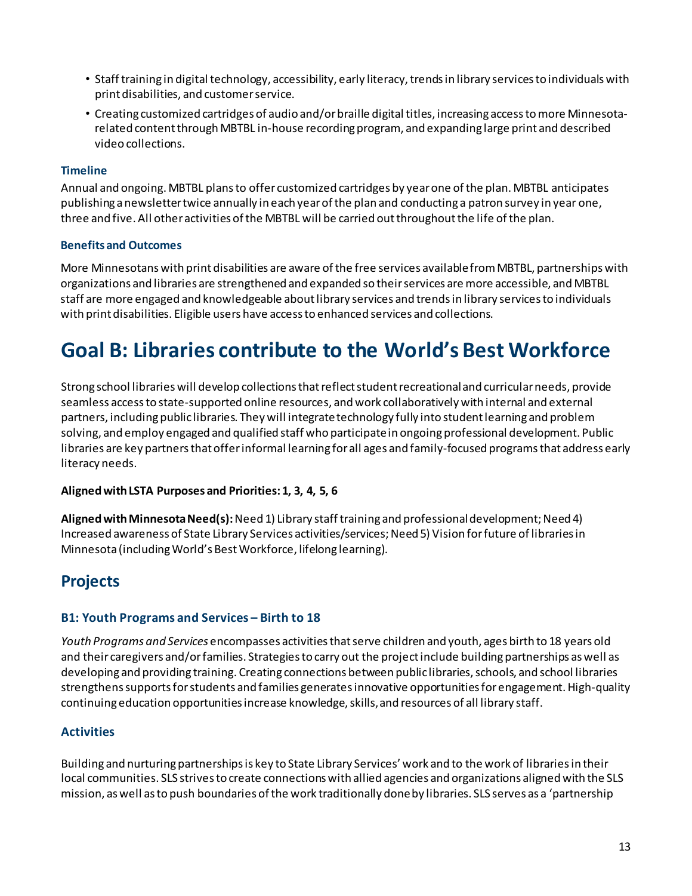- Staff training in digital technology, accessibility, early literacy, trends in library services to individuals with print disabilities, and customer service.
- Creating customized cartridges of audio and/or braille digital titles, increasing access to more Minnesota-related content through MBTBL in-house recording program, and expanding large print and described video collections.

### Timeline

Annual and ongoing. MBTBL plans to offer customized cartridges by year one of the plan. MBTBL anticipates publishing a newsletter twice annually in each year of the plan and conducting a patron survey in year one, three and five. All other activities of the MBTBL will be carried out throughout the life of the plan.

### Benefits and Outcomes

More Minnesotans with print disabilities are aware of the free services available from MBTBL, partnerships with organizations and libraries are strengthened and expanded so their services are more accessible, and MBTBL staff are more engaged and knowledgeable about library services and trends in library services to individuals with print disabilities. Eligible users have access to enhanced services and collections.

# Goal B: Libraries contribute to the World's Best Workforce

Strong school libraries will develop collections that reflect student recreational and curricular needs, provide seamless access to state-supported online resources, and work collaboratively with internal and external partners, including public libraries. They will integrate technology fully into student learning and problem solving, and employ engaged and qualified staff who participate in ongoing professional development. Public libraries are key partners that offer informal learning for all ages and family-focused programs that address early literacy needs.

**Aligned with LSTA Purposes and Priorities: 1, 3, 4, 5, 6**

**Aligned with Minnesota Need(s):** Need 1) Library staff training and professional development; Need 4) Increased awareness of State Library Services activities/services; Need 5) Vision for future of libraries in Minnesota (including World's Best Workforce, lifelong learning).

## Projects

### B1: Youth Programs and Services – Birth to 18

*Youth Programs and Services* encompasses activities that serve children and youth, ages birth to 18 years old and their caregivers and/or families. Strategies to carry out the project include building partnerships as well as developing and providing training. Creating connections between public libraries, schools, and school libraries strengthens supports for students and families generates innovative opportunities for engagement. High-quality continuing education opportunities increase knowledge, skills, and resources of all library staff.

### Activities

Building and nurturing partnerships is key to State Library Services' work and to the work of libraries in their local communities. SLS strives to create connections with allied agencies and organizations aligned with the SLS mission, as well as to push boundaries of the work traditionally done by libraries. SLS serves as a 'partnership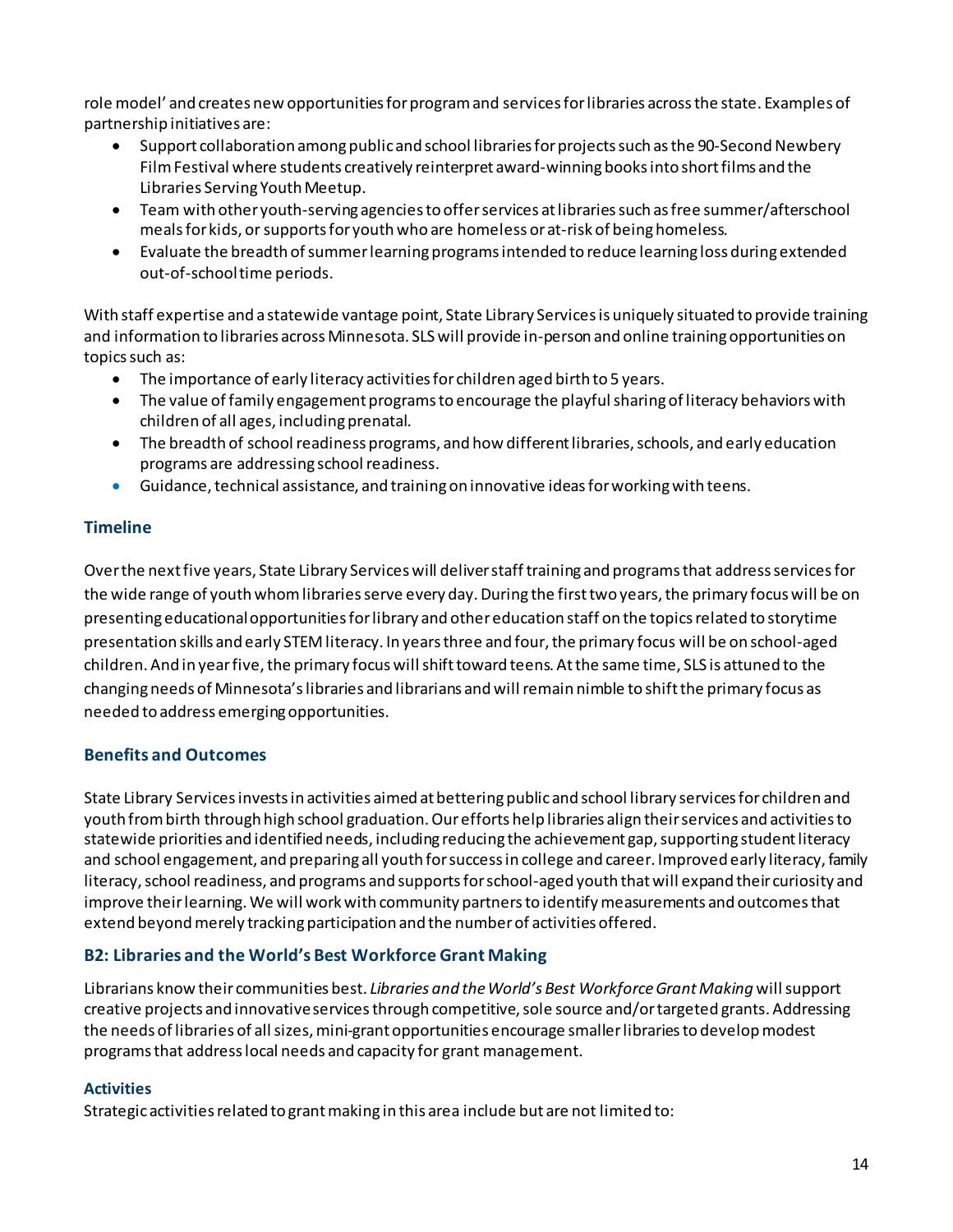role model' and creates new opportunities for program and services for libraries across the state. Examples of partnership initiatives are:

- Support collaboration among public and school libraries for projects such as the 90-Second Newbery Film Festival where students creatively reinterpret award-winning books into short films and the Libraries Serving Youth Meetup.
- Team with other youth-serving agencies to offer services at libraries such as free summer/afterschool meals for kids, or supports for youth who are homeless or at-risk of being homeless.
- Evaluate the breadth of summer learning programs intended to reduce learning loss during extended out-of-school time periods.

With staff expertise and a statewide vantage point, State Library Services is uniquely situated to provide training and information to libraries across Minnesota. SLS will provide in-person and online training opportunities on topics such as:

- The importance of early literacy activities for children aged birth to 5 years.
- The value of family engagement programs to encourage the playful sharing of literacy behaviors with children of all ages, including prenatal.
- The breadth of school readiness programs, and how different libraries, schools, and early education programs are addressing school readiness.
- Guidance, technical assistance, and training on innovative ideas for working with teens.

### Timeline

Over the next five years, State Library Services will deliver staff training and programs that address services for the wide range of youth whom libraries serve every day. During the first two years, the primary focus will be on presenting educational opportunities for library and other education staff on the topics related to storytime presentation skills and early STEM literacy. In years three and four, the primary focus will be on school-aged children. And in year five, the primary focus will shift toward teens. At the same time, SLS is attuned to the changing needs of Minnesota's libraries and librarians and will remain nimble to shift the primary focus as needed to address emerging opportunities.

### Benefits and Outcomes

State Library Services invests in activities aimed at bettering public and school library services for children and youth from birth through high school graduation. Our efforts help libraries align their services and activities to statewide priorities and identified needs, including reducing the achievement gap, supporting student literacy and school engagement, and preparing all youth for success in college and career. Improved early literacy, family literacy, school readiness, and programs and supports for school-aged youth that will expand their curiosity and improve their learning. We will work with community partners to identify measurements and outcomes that extend beyond merely tracking participation and the number of activities offered.

## B2: Libraries and the World's Best Workforce Grant Making

Librarians know their communities best. *Libraries and the World's Best Workforce Grant Making* will support creative projects and innovative services through competitive, sole source and/or targeted grants. Addressing the needs of libraries of all sizes, mini-grant opportunities encourage smaller libraries to develop modest programs that address local needs and capacity for grant management.

### Activities

Strategic activities related to grant making in this area include but are not limited to: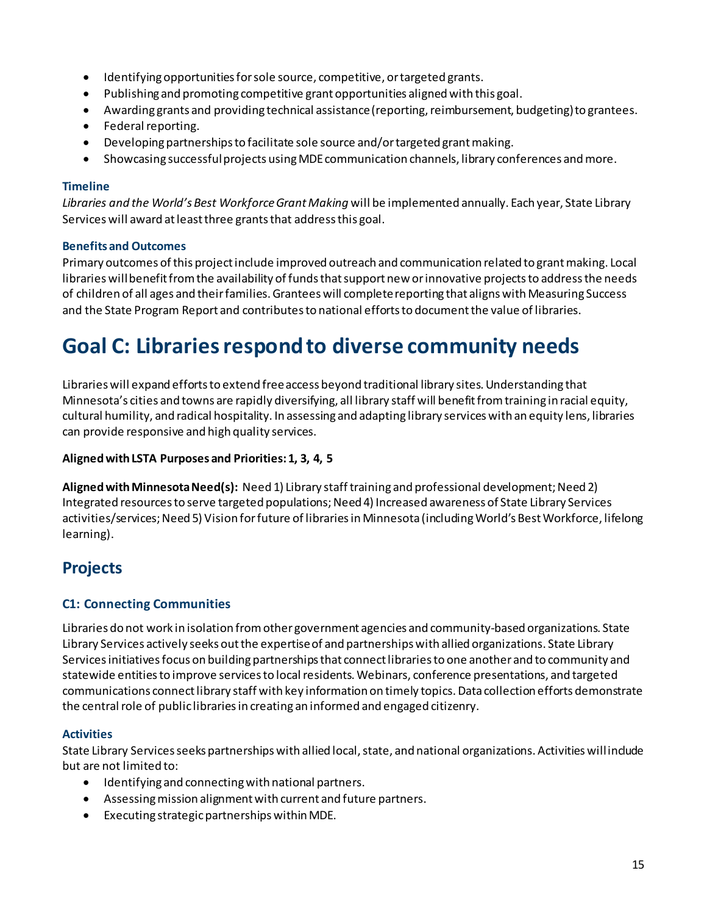- Identifying opportunities for sole source, competitive, or targeted grants.
- Publishing and promoting competitive grant opportunities aligned with this goal.
- Awarding grants and providing technical assistance (reporting, reimbursement, budgeting) to grantees.
- Federal reporting.
- Developing partnerships to facilitate sole source and/or targeted grant making.
- Showcasing successful projects using MDE communication channels, library conferences and more.

#### Timeline

*Libraries and the World's Best Workforce Grant Making* will be implemented annually. Each year, State Library Services will award at least three grants that address this goal.

#### Benefits and Outcomes

Primary outcomes of this project include improved outreach and communication related to grant making. Local libraries will benefit from the availability of funds that support new or innovative projects to address the needs of children of all ages and their families. Grantees will complete reporting that aligns with Measuring Success and the State Program Report and contributes to national efforts to document the value of libraries.

# Goal C: Libraries respond to diverse community needs

Libraries will expand efforts to extend free access beyond traditional library sites. Understanding that Minnesota's cities and towns are rapidly diversifying, all library staff will benefit from training in racial equity, cultural humility, and radical hospitality. In assessing and adapting library services with an equity lens, libraries can provide responsive and high quality services.

**Aligned with LSTA Purposes and Priorities: 1, 3, 4, 5**

**Aligned with Minnesota Need(s):** Need 1) Library staff training and professional development; Need 2) Integrated resources to serve targeted populations; Need 4) Increased awareness of State Library Services activities/services; Need 5) Vision for future of libraries in Minnesota (including World's Best Workforce, lifelong learning).

## Projects

### C1: Connecting Communities

Libraries do not work in isolation from other government agencies and community-based organizations. State Library Services actively seeks out the expertise of and partnerships with allied organizations. State Library Services initiatives focus on building partnerships that connect libraries to one another and to community and statewide entities to improve services to local residents. Webinars, conference presentations, and targeted communications connect library staff with key information on timely topics. Data collection efforts demonstrate the central role of public libraries in creating an informed and engaged citizenry.

#### Activities

State Library Services seeks partnerships with allied local, state, and national organizations. Activities will include but are not limited to:

- Identifying and connecting with national partners.
- Assessing mission alignment with current and future partners.
- Executing strategic partnerships within MDE.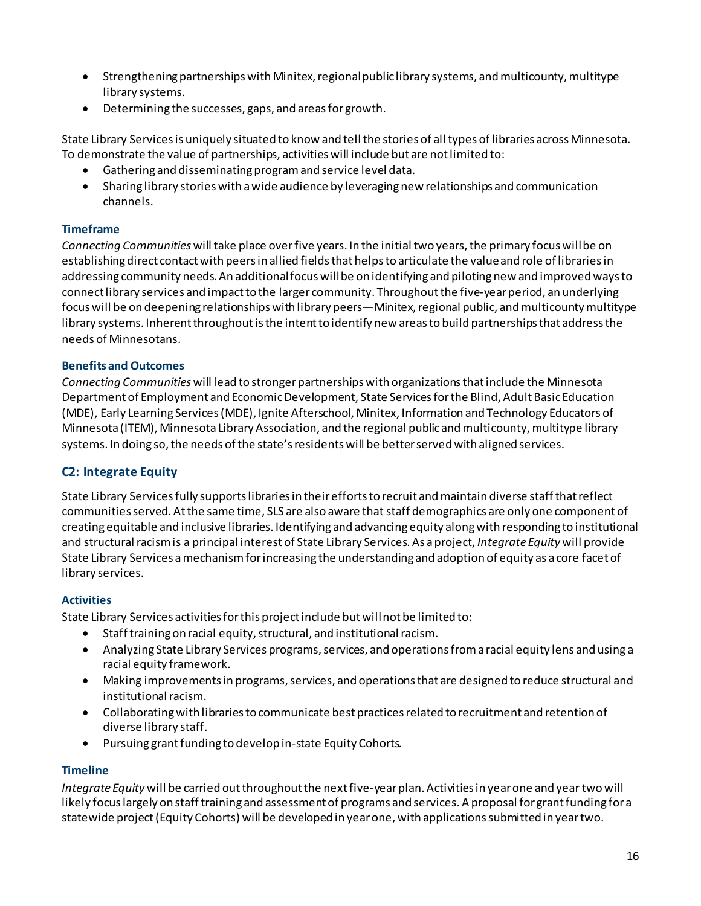- Strengthening partnerships with Minitex, regional public library systems, and multicounty, multitype library systems.
- Determining the successes, gaps, and areas for growth.

State Library Services is uniquely situated to know and tell the stories of all types of libraries across Minnesota. To demonstrate the value of partnerships, activities will include but are not limited to:

- Gathering and disseminating program and service level data.
- Sharing library stories with a wide audience by leveraging new relationships and communication channels.

### Timeframe

*Connecting Communities* will take place over five years. In the initial two years, the primary focus will be on establishing direct contact with peers in allied fields that helps to articulate the value and role of libraries in addressing community needs. An additional focus will be on identifying and piloting new and improved ways to connect library services and impact to the larger community. Throughout the five-year period, an underlying focus will be on deepening relationships with library peers—Minitex, regional public, and multicounty multitype library systems. Inherent throughout is the intent to identify new areas to build partnerships that address the needs of Minnesotans.

### Benefits and Outcomes

*Connecting Communities* will lead to stronger partnerships with organizations that include the Minnesota Department of Employment and Economic Development, State Services for the Blind, Adult Basic Education (MDE), Early Learning Services (MDE), Ignite Afterschool, Minitex, Information and Technology Educators of Minnesota (ITEM), Minnesota Library Association, and the regional public and multicounty, multitype library systems. In doing so, the needs of the state's residents will be better served with aligned services.

## C2: Integrate Equity

State Library Services fully supports libraries in their efforts to recruit and maintain diverse staff that reflect communities served. At the same time, SLS are also aware that staff demographics are only one component of creating equitable and inclusive libraries. Identifying and advancing equity along with responding to institutional and structural racism is a principal interest of State Library Services. As a project, *Integrate Equity* will provide State Library Services a mechanism for increasing the understanding and adoption of equity as a core facet of library services.

### Activities

State Library Services activities for this project include but will not be limited to:

- Staff training on racial equity, structural, and institutional racism.
- Analyzing State Library Services programs, services, and operations from a racial equity lens and using a racial equity framework.
- Making improvements in programs, services, and operations that are designed to reduce structural and institutional racism.
- Collaborating with libraries to communicate best practices related to recruitment and retention of diverse library staff.
- Pursuing grant funding to develop in-state Equity Cohorts.

### Timeline

*Integrate Equity* will be carried out throughout the next five-year plan. Activities in year one and year two will likely focus largely on staff training and assessment of programs and services. A proposal for grant funding for a statewide project (Equity Cohorts) will be developed in year one, with applications submitted in year two.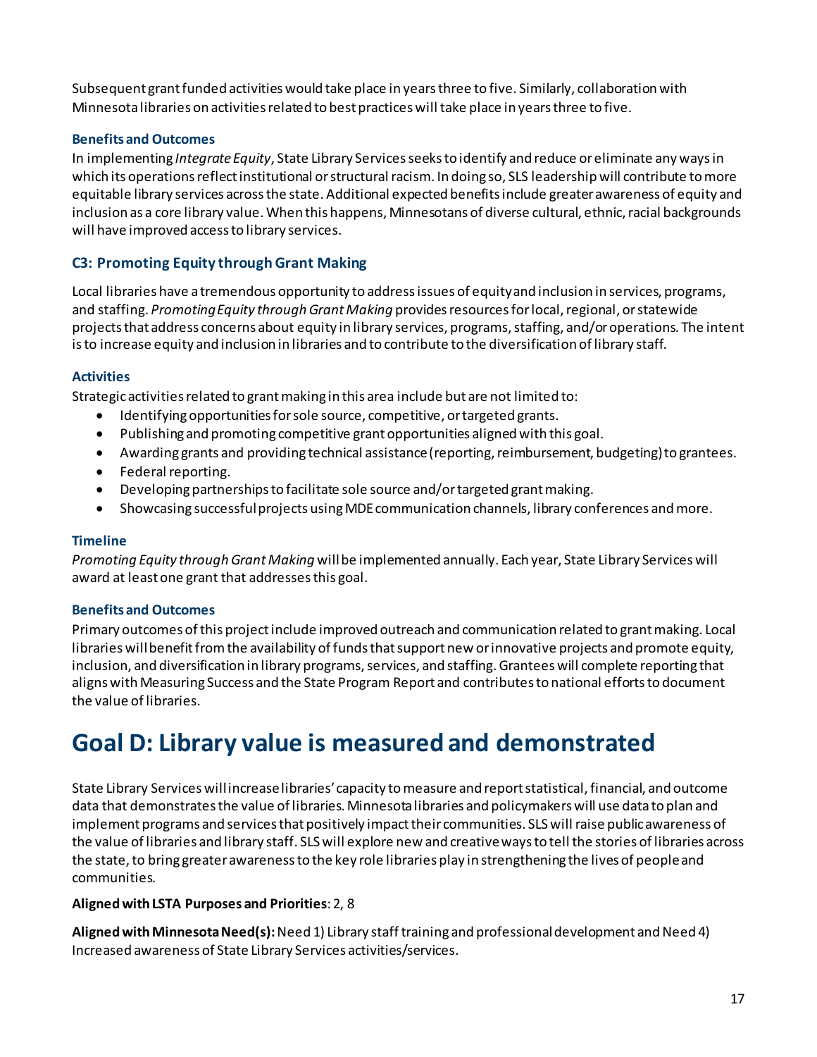Subsequent grant funded activities would take place in years three to five. Similarly, collaboration with Minnesota libraries on activities related to best practices will take place in years three to five.

### Benefits and Outcomes

In implementing *Integrate Equity*, State Library Services seeks to identify and reduce or eliminate any ways in which its operations reflect institutional or structural racism. In doing so, SLS leadership will contribute to more equitable library services across the state. Additional expected benefits include greater awareness of equity and inclusion as a core library value. When this happens, Minnesotans of diverse cultural, ethnic, racial backgrounds will have improved access to library services.

## C3: Promoting Equity through Grant Making

Local libraries have a tremendous opportunity to address issues of equity and inclusion in services, programs, and staffing. *Promoting Equity through Grant Making* provides resources for local, regional, or statewide projects that address concerns about equity in library services, programs, staffing, and/or operations. The intent is to increase equity and inclusion in libraries and to contribute to the diversification of library staff.

### Activities

Strategic activities related to grant making in this area include but are not limited to:

- Identifying opportunities for sole source, competitive, or targeted grants.
- Publishing and promoting competitive grant opportunities aligned with this goal.
- Awarding grants and providing technical assistance (reporting, reimbursement, budgeting) to grantees.
- Federal reporting.
- Developing partnerships to facilitate sole source and/or targeted grant making.
- Showcasing successful projects using MDE communication channels, library conferences and more.

### Timeline

*Promoting Equity through Grant Making* will be implemented annually. Each year, State Library Services will award at least one grant that addresses this goal.

### Benefits and Outcomes

Primary outcomes of this project include improved outreach and communication related to grant making. Local libraries will benefit from the availability of funds that support new or innovative projects and promote equity, inclusion, and diversification in library programs, services, and staffing. Grantees will complete reporting that aligns with Measuring Success and the State Program Report and contributes to national efforts to document the value of libraries.

# Goal D: Library value is measured and demonstrated

State Library Services will increase libraries' capacity to measure and report statistical, financial, and outcome data that demonstrates the value of libraries. Minnesota libraries and policymakers will use data to plan and implement programs and services that positively impact their communities. SLS will raise public awareness of the value of libraries and library staff. SLS will explore new and creative ways to tell the stories of libraries across the state, to bring greater awareness to the key role libraries play in strengthening the lives of people and communities.

**Aligned with LSTA Purposes and Priorities**: 2, 8

**Aligned with Minnesota Need(s):** Need 1) Library staff training and professional development and Need 4) Increased awareness of State Library Services activities/services.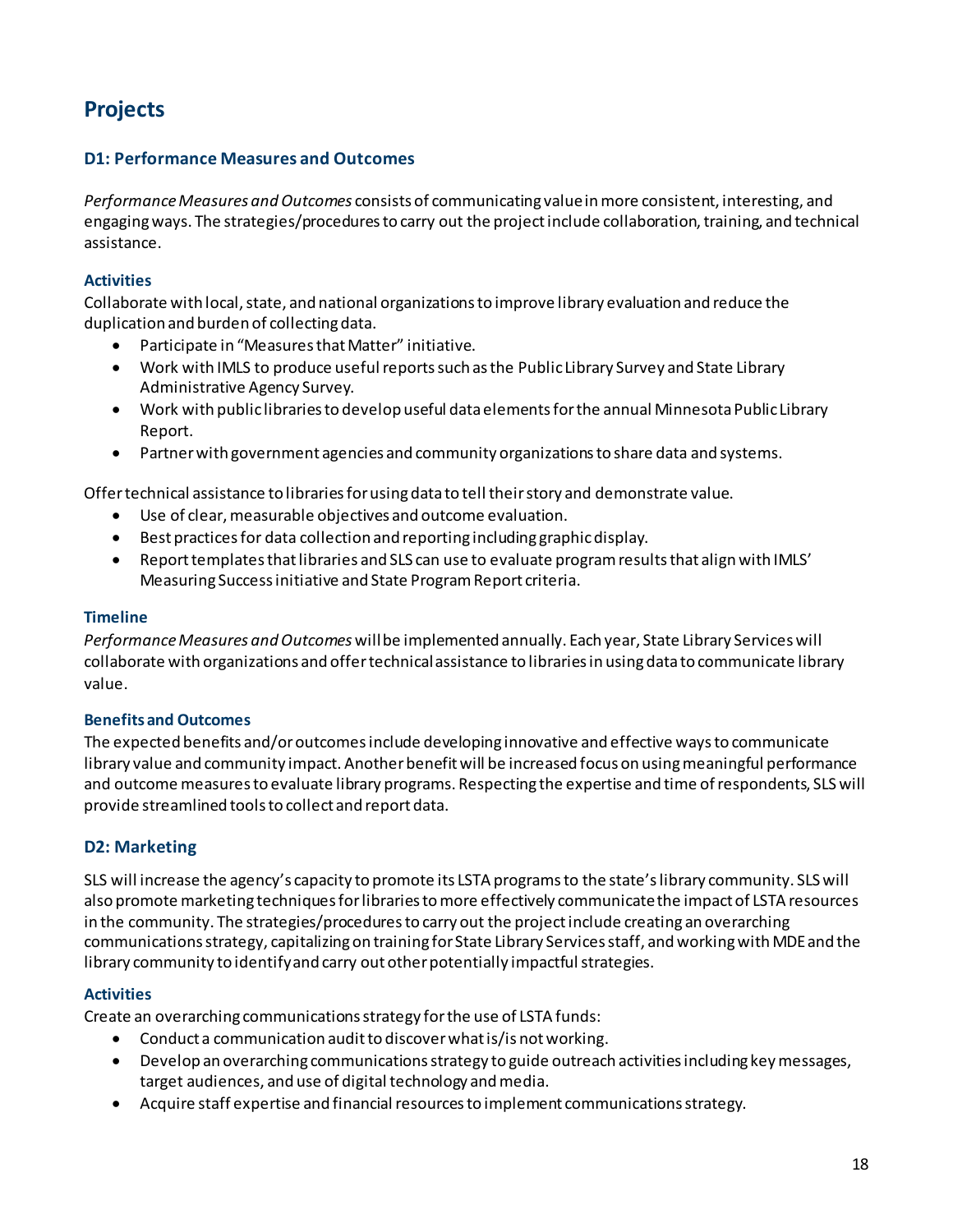## Projects

### D1: Performance Measures and Outcomes

*Performance Measures and Outcomes* consists of communicating value in more consistent, interesting, and engaging ways. The strategies/procedures to carry out the project include collaboration, training, and technical assistance.

#### Activities

Collaborate with local, state, and national organizations to improve library evaluation and reduce the duplication and burden of collecting data.

- Participate in "Measures that Matter" initiative.
- Work with IMLS to produce useful reports such as the Public Library Survey and State Library Administrative Agency Survey.
- Work with public libraries to develop useful data elements for the annual Minnesota Public Library Report.
- Partner with government agencies and community organizations to share data and systems.

Offer technical assistance to libraries for using data to tell their story and demonstrate value.

- Use of clear, measurable objectives and outcome evaluation.
- Best practices for data collection and reporting including graphic display.
- Report templates that libraries and SLS can use to evaluate program results that align with IMLS' Measuring Success initiative and State Program Report criteria.

#### Timeline

*Performance Measures and Outcomes* will be implemented annually. Each year, State Library Services will collaborate with organizations and offer technical assistance to libraries in using data to communicate library value.

#### Benefits and Outcomes

The expected benefits and/or outcomes include developing innovative and effective ways to communicate library value and community impact. Another benefit will be increased focus on using meaningful performance and outcome measures to evaluate library programs. Respecting the expertise and time of respondents, SLS will provide streamlined tools to collect and report data.

### D2: Marketing

SLS will increase the agency's capacity to promote its LSTA programs to the state's library community. SLS will also promote marketing techniques for libraries to more effectively communicate the impact of LSTA resources in the community. The strategies/procedures to carry out the project include creating an overarching communications strategy, capitalizing on training for State Library Services staff, and working with MDE and the library community to identify and carry out other potentially impactful strategies.

#### Activities

Create an overarching communications strategy for the use of LSTA funds:

- Conduct a communication audit to discover what is/is not working.
- Develop an overarching communications strategy to guide outreach activities including key messages, target audiences, and use of digital technology and media.
- Acquire staff expertise and financial resources to implement communications strategy.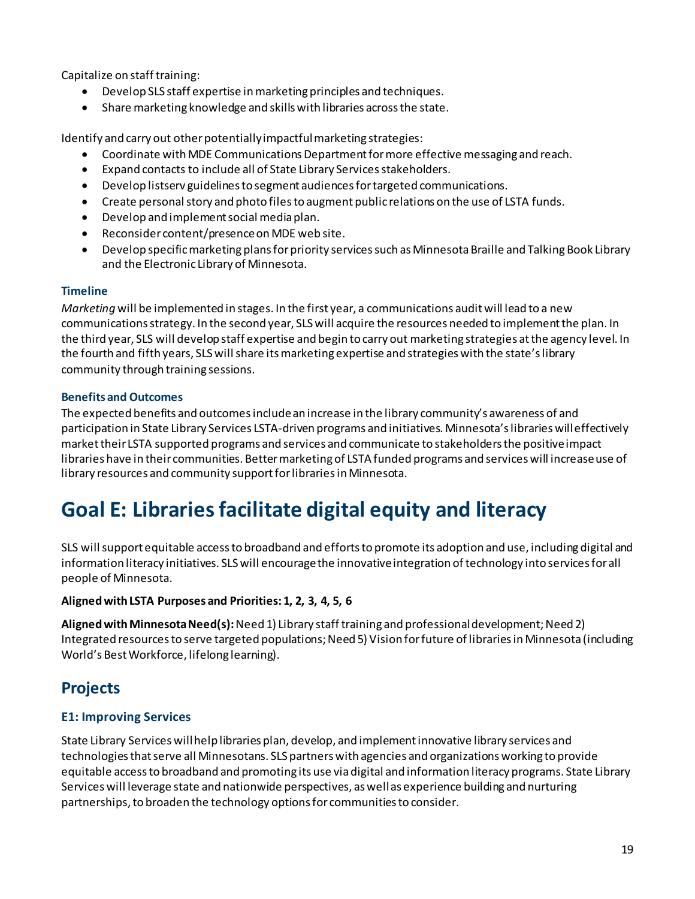Capitalize on staff training:

- Develop SLS staff expertise in marketing principles and techniques.
- Share marketing knowledge and skills with libraries across the state.

Identify and carry out other potentially impactful marketing strategies:

- Coordinate with MDE Communications Department for more effective messaging and reach.
- Expand contacts to include all of State Library Services stakeholders.
- Develop listserv guidelines to segment audiences for targeted communications.
- Create personal story and photo files to augment public relations on the use of LSTA funds.
- Develop and implement social media plan.
- Reconsider content/presence on MDE web site.
- Develop specific marketing plans for priority services such as Minnesota Braille and Talking Book Library and the Electronic Library of Minnesota.

### Timeline

*Marketing* will be implemented in stages. In the first year, a communications audit will lead to a new communications strategy. In the second year, SLS will acquire the resources needed to implement the plan. In the third year, SLS will develop staff expertise and begin to carry out marketing strategies at the agency level. In the fourth and fifth years, SLS will share its marketing expertise and strategies with the state's library community through training sessions.

### Benefits and Outcomes

The expected benefits and outcomes include an increase in the library community's awareness of and participation in State Library Services LSTA-driven programs and initiatives. Minnesota's libraries will effectively market their LSTA supported programs and services and communicate to stakeholders the positive impact libraries have in their communities. Better marketing of LSTA funded programs and services will increase use of library resources and community support for libraries in Minnesota.

# Goal E: Libraries facilitate digital equity and literacy

SLS will support equitable access to broadband and efforts to promote its adoption and use, including digital and information literacy initiatives. SLS will encourage the innovative integration of technology into services for all people of Minnesota.

**Aligned with LSTA Purposes and Priorities: 1, 2, 3, 4, 5, 6**

**Aligned with Minnesota Need(s):** Need 1) Library staff training and professional development; Need 2) Integrated resources to serve targeted populations; Need 5) Vision for future of libraries in Minnesota (including World's Best Workforce, lifelong learning).

## Projects

### E1: Improving Services

State Library Services will help libraries plan, develop, and implement innovative library services and technologies that serve all Minnesotans. SLS partners with agencies and organizations working to provide equitable access to broadband and promoting its use via digital and information literacy programs. State Library Services will leverage state and nationwide perspectives, as well as experience building and nurturing partnerships, to broaden the technology options for communities to consider.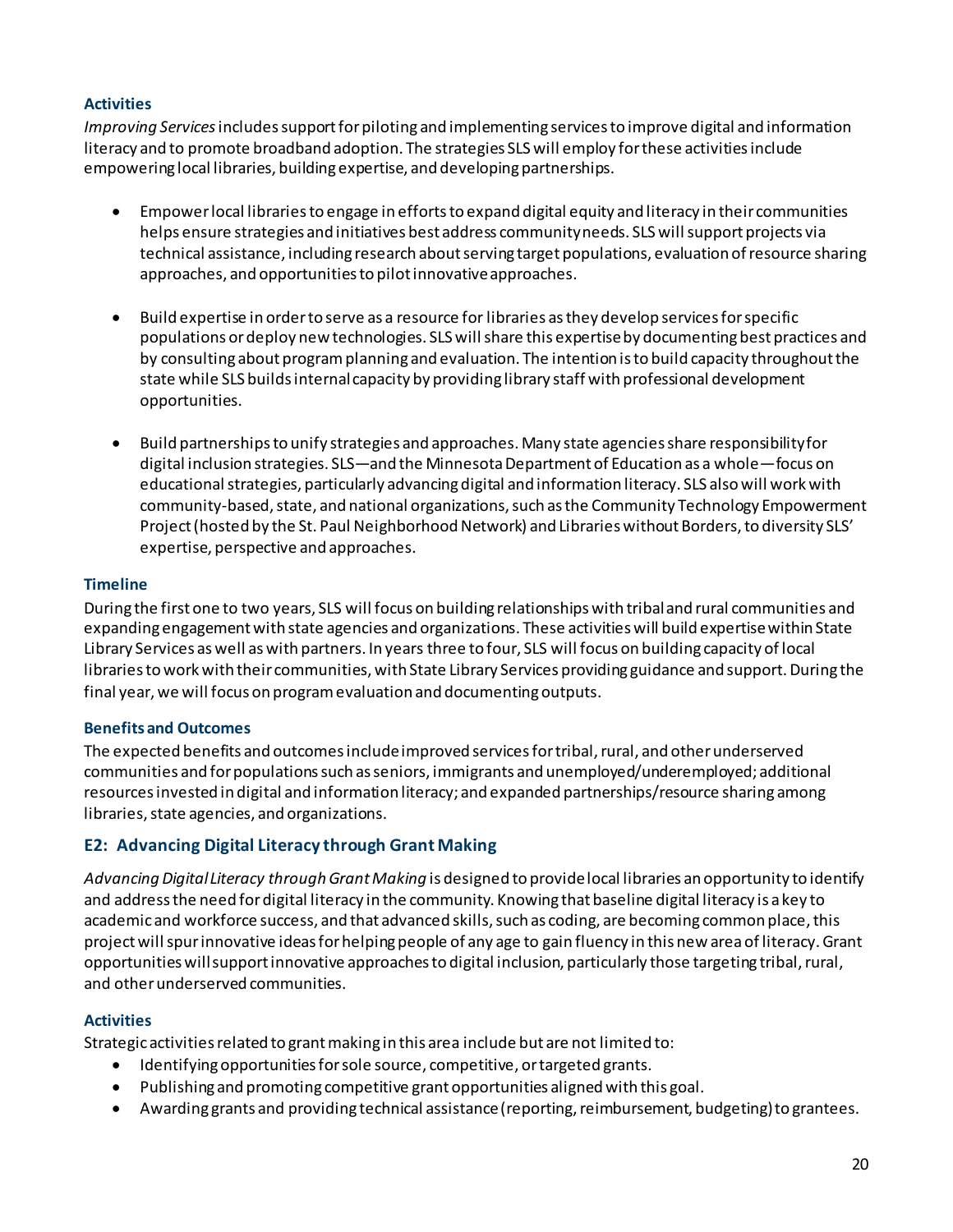### Activities

*Improving Services* includes support for piloting and implementing services to improve digital and information literacy and to promote broadband adoption. The strategies SLS will employ for these activities include empowering local libraries, building expertise, and developing partnerships.

- Empower local libraries to engage in efforts to expand digital equity and literacy in their communities helps ensure strategies and initiatives best address community needs. SLS will support projects via technical assistance, including research about serving target populations, evaluation of resource sharing approaches, and opportunities to pilot innovative approaches.

- Build expertise in order to serve as a resource for libraries as they develop services for specific populations or deploy new technologies. SLS will share this expertise by documenting best practices and by consulting about program planning and evaluation. The intention is to build capacity throughout the state while SLS builds internal capacity by providing library staff with professional development opportunities.

- Build partnerships to unify strategies and approaches. Many state agencies share responsibility for digital inclusion strategies. SLS—and the Minnesota Department of Education as a whole—focus on educational strategies, particularly advancing digital and information literacy. SLS also will work with community-based, state, and national organizations, such as the Community Technology Empowerment Project (hosted by the St. Paul Neighborhood Network) and Libraries without Borders, to diversity SLS' expertise, perspective and approaches.

### Timeline

During the first one to two years, SLS will focus on building relationships with tribal and rural communities and expanding engagement with state agencies and organizations. These activities will build expertise within State Library Services as well as with partners. In years three to four, SLS will focus on building capacity of local libraries to work with their communities, with State Library Services providing guidance and support. During the final year, we will focus on program evaluation and documenting outputs.

### Benefits and Outcomes

The expected benefits and outcomes include improved services for tribal, rural, and other underserved communities and for populations such as seniors, immigrants and unemployed/underemployed; additional resources invested in digital and information literacy; and expanded partnerships/resource sharing among libraries, state agencies, and organizations.

## E2: Advancing Digital Literacy through Grant Making

*Advancing Digital Literacy through Grant Making* is designed to provide local libraries an opportunity to identify and address the need for digital literacy in the community. Knowing that baseline digital literacy is a key to academic and workforce success, and that advanced skills, such as coding, are becoming common place, this project will spur innovative ideas for helping people of any age to gain fluency in this new area of literacy. Grant opportunities will support innovative approaches to digital inclusion, particularly those targeting tribal, rural, and other underserved communities.

### Activities

Strategic activities related to grant making in this area include but are not limited to:

- Identifying opportunities for sole source, competitive, or targeted grants.
- Publishing and promoting competitive grant opportunities aligned with this goal.
- Awarding grants and providing technical assistance (reporting, reimbursement, budgeting) to grantees.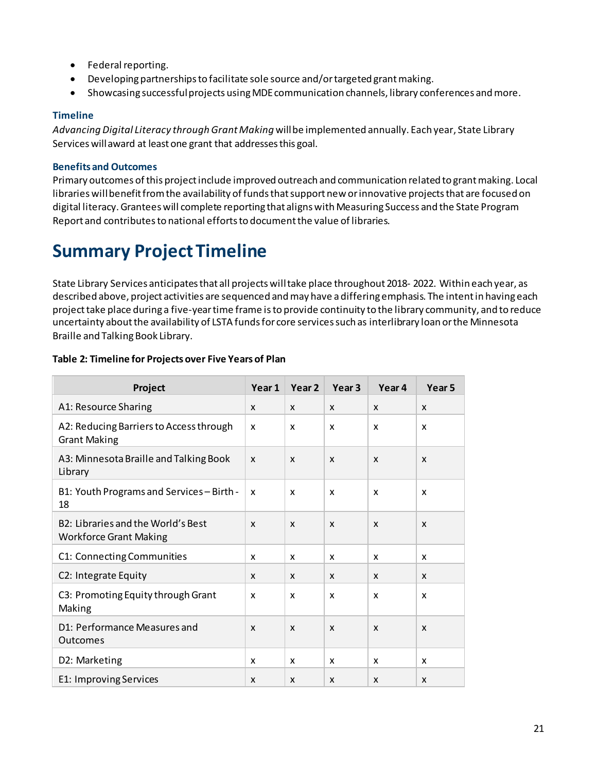- Federal reporting.
- Developing partnerships to facilitate sole source and/or targeted grant making.
- Showcasing successful projects using MDE communication channels, library conferences and more.

### Timeline

*Advancing Digital Literacy through Grant Making* will be implemented annually. Each year, State Library Services will award at least one grant that addresses this goal.

### Benefits and Outcomes

Primary outcomes of this project include improved outreach and communication related to grant making. Local libraries will benefit from the availability of funds that support new or innovative projects that are focused on digital literacy. Grantees will complete reporting that aligns with Measuring Success and the State Program Report and contributes to national efforts to document the value of libraries.

# Summary Project Timeline

State Library Services anticipates that all projects will take place throughout 2018- 2022. Within each year, as described above, project activities are sequenced and may have a differing emphasis. The intent in having each project take place during a five-year time frame is to provide continuity to the library community, and to reduce uncertainty about the availability of LSTA funds for core services such as interlibrary loan or the Minnesota Braille and Talking Book Library.

**Table 2: Timeline for Projects over Five Years of Plan**

| Project | Year 1 | Year 2 | Year 3 | Year 4 | Year 5 |
|---|---|---|---|---|---|
| A1: Resource Sharing | x | x | x | x | x |
| A2: Reducing Barriers to Access through Grant Making | x | x | x | x | x |
| A3: Minnesota Braille and Talking Book Library | x | x | x | x | x |
| B1: Youth Programs and Services – Birth - 18 | x | x | x | x | x |
| B2: Libraries and the World's Best Workforce Grant Making | x | x | x | x | x |
| C1: Connecting Communities | x | x | x | x | x |
| C2: Integrate Equity | x | x | x | x | x |
| C3: Promoting Equity through Grant Making | x | x | x | x | x |
| D1: Performance Measures and Outcomes | x | x | x | x | x |
| D2: Marketing | x | x | x | x | x |
| E1: Improving Services | x | x | x | x | x |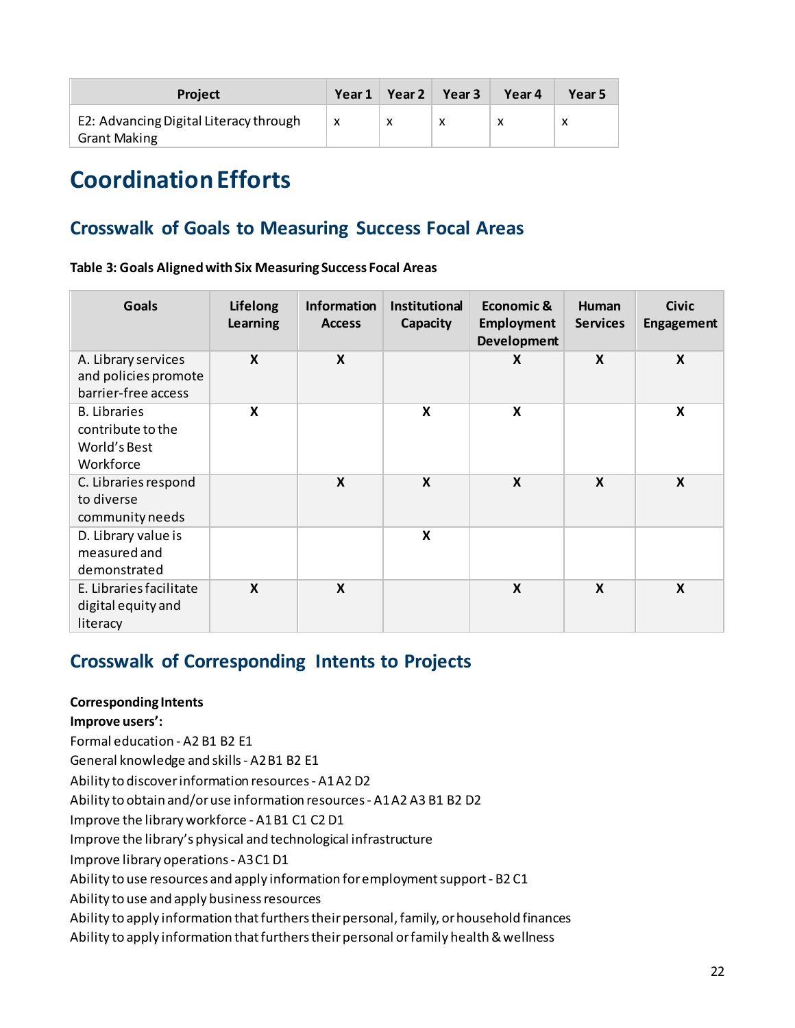| Project | Year 1 | Year 2 | Year 3 | Year 4 | Year 5 |
|---|---|---|---|---|---|
| E2: Advancing Digital Literacy through Grant Making | x | x | x | x | x |

# Coordination Efforts

## Crosswalk of Goals to Measuring Success Focal Areas

**Table 3: Goals Aligned with Six Measuring Success Focal Areas**

| Goals | Lifelong Learning | Information Access | Institutional Capacity | Economic & Employment Development | Human Services | Civic Engagement |
|---|---|---|---|---|---|---|
| A. Library services and policies promote barrier-free access | X | X | | X | X | X |
| B. Libraries contribute to the World's Best Workforce | X | | X | X | | X |
| C. Libraries respond to diverse community needs | | X | X | X | X | X |
| D. Library value is measured and demonstrated | | | X | | | |
| E. Libraries facilitate digital equity and literacy | X | X | | X | X | X |

## Crosswalk of Corresponding Intents to Projects

**Corresponding Intents**

**Improve users':**

Formal education - A2 B1 B2 E1

General knowledge and skills - A2 B1 B2 E1

Ability to discover information resources - A1 A2 D2

Ability to obtain and/or use information resources - A1 A2 A3 B1 B2 D2

Improve the library workforce - A1 B1 C1 C2 D1

Improve the library's physical and technological infrastructure

Improve library operations - A3 C1 D1

Ability to use resources and apply information for employment support - B2 C1

Ability to use and apply business resources

Ability to apply information that furthers their personal, family, or household finances

Ability to apply information that furthers their personal or family health & wellness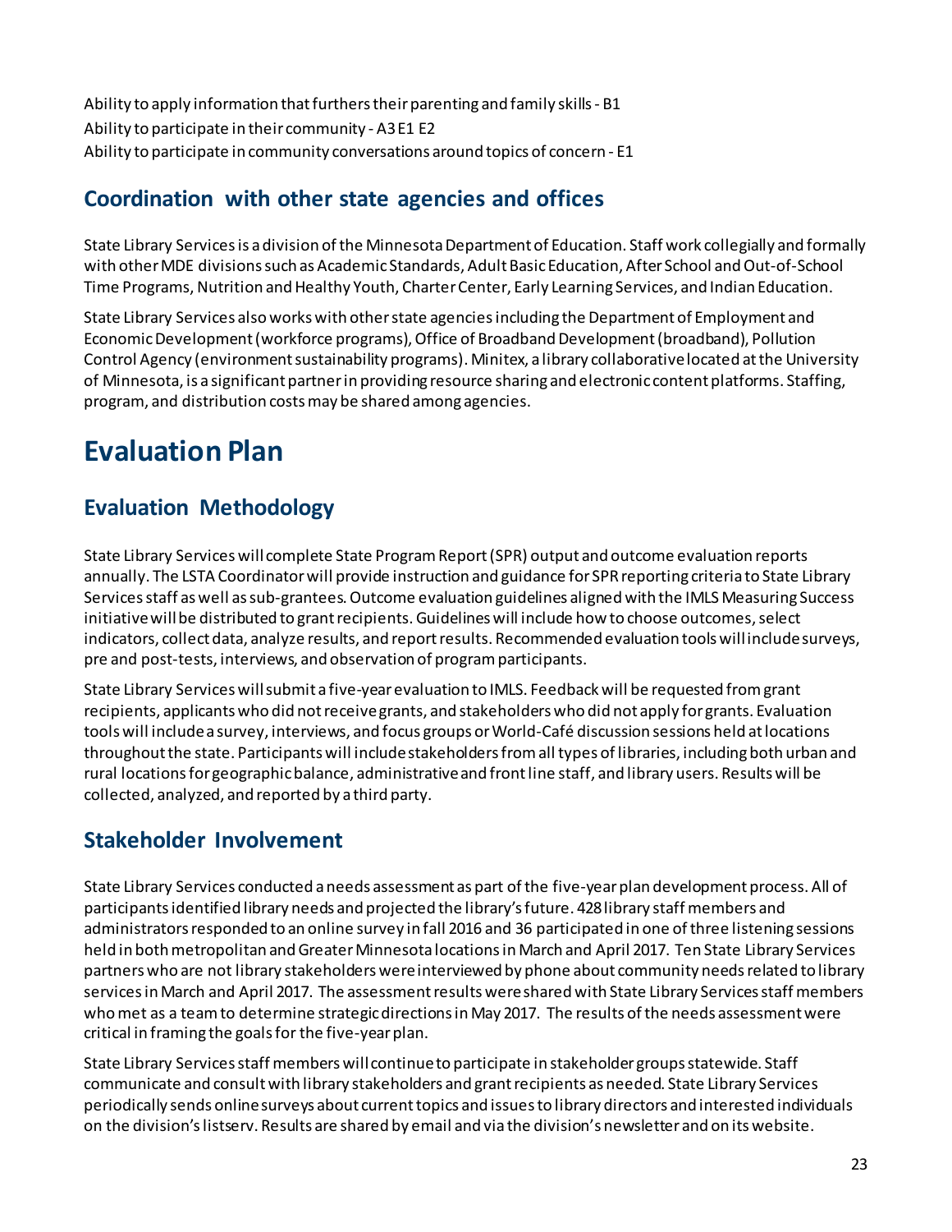Ability to apply information that furthers their parenting and family skills - B1
Ability to participate in their community - A3 E1 E2
Ability to participate in community conversations around topics of concern - E1

## Coordination with other state agencies and offices

State Library Services is a division of the Minnesota Department of Education. Staff work collegially and formally with other MDE divisions such as Academic Standards, Adult Basic Education, After School and Out-of-School Time Programs, Nutrition and Healthy Youth, Charter Center, Early Learning Services, and Indian Education.

State Library Services also works with other state agencies including the Department of Employment and Economic Development (workforce programs), Office of Broadband Development (broadband), Pollution Control Agency (environment sustainability programs). Minitex, a library collaborative located at the University of Minnesota, is a significant partner in providing resource sharing and electronic content platforms. Staffing, program, and distribution costs may be shared among agencies.

# Evaluation Plan

## Evaluation Methodology

State Library Services will complete State Program Report (SPR) output and outcome evaluation reports annually. The LSTA Coordinator will provide instruction and guidance for SPR reporting criteria to State Library Services staff as well as sub-grantees. Outcome evaluation guidelines aligned with the IMLS Measuring Success initiative will be distributed to grant recipients. Guidelines will include how to choose outcomes, select indicators, collect data, analyze results, and report results. Recommended evaluation tools will include surveys, pre and post-tests, interviews, and observation of program participants.

State Library Services will submit a five-year evaluation to IMLS. Feedback will be requested from grant recipients, applicants who did not receive grants, and stakeholders who did not apply for grants. Evaluation tools will include a survey, interviews, and focus groups or World-Café discussion sessions held at locations throughout the state. Participants will include stakeholders from all types of libraries, including both urban and rural locations for geographic balance, administrative and front line staff, and library users. Results will be collected, analyzed, and reported by a third party.

## Stakeholder Involvement

State Library Services conducted a needs assessment as part of the five-year plan development process. All of participants identified library needs and projected the library's future. 428 library staff members and administrators responded to an online survey in fall 2016 and 36 participated in one of three listening sessions held in both metropolitan and Greater Minnesota locations in March and April 2017. Ten State Library Services partners who are not library stakeholders were interviewed by phone about community needs related to library services in March and April 2017. The assessment results were shared with State Library Services staff members who met as a team to determine strategic directions in May 2017. The results of the needs assessment were critical in framing the goals for the five-year plan.

State Library Services staff members will continue to participate in stakeholder groups statewide. Staff communicate and consult with library stakeholders and grant recipients as needed. State Library Services periodically sends online surveys about current topics and issues to library directors and interested individuals on the division's listserv. Results are shared by email and via the division's newsletter and on its website.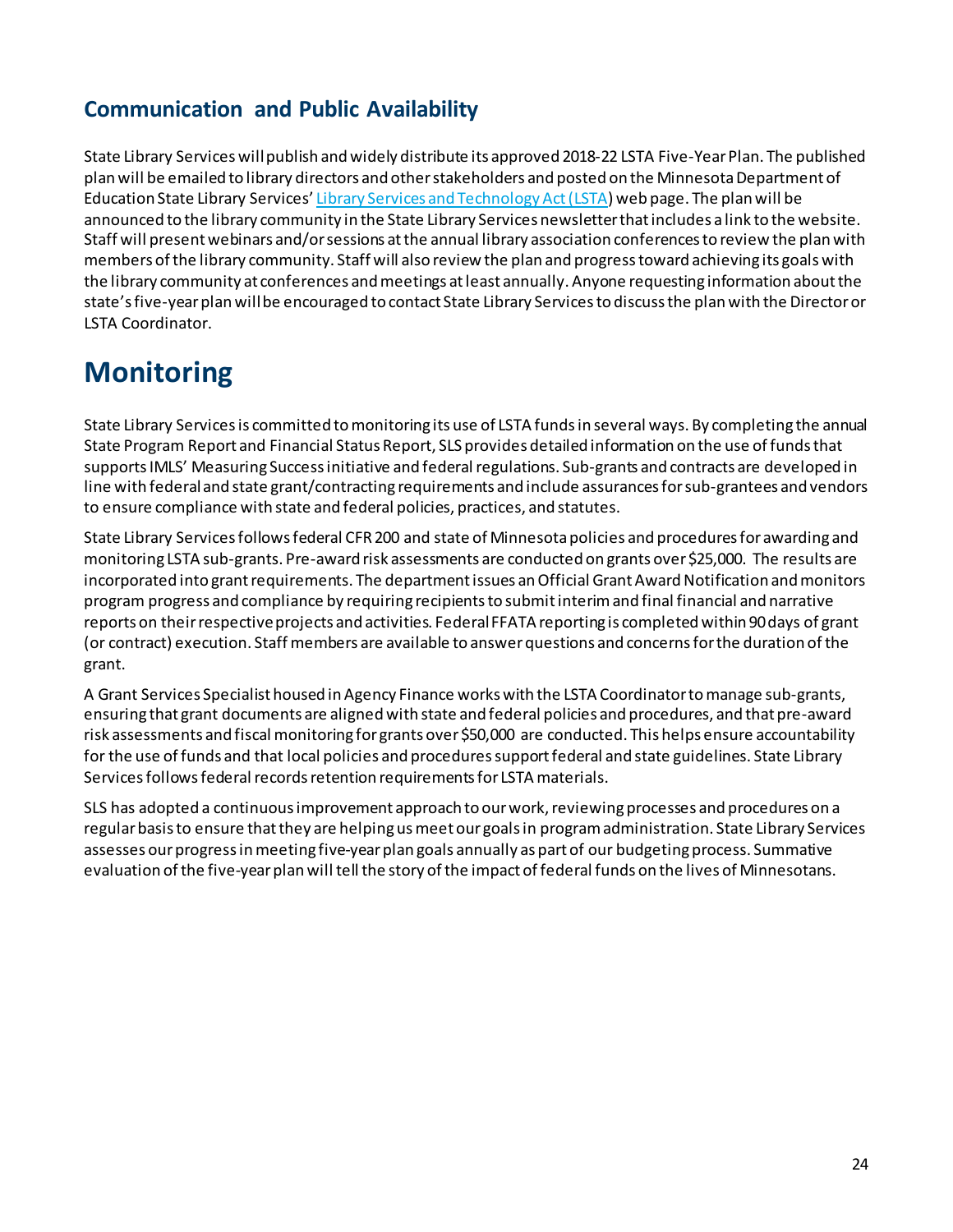## Communication and Public Availability

State Library Services will publish and widely distribute its approved 2018-22 LSTA Five-Year Plan. The published plan will be emailed to library directors and other stakeholders and posted on the Minnesota Department of Education State Library Services' [Library Services and Technology Act (LSTA)]() web page. The plan will be announced to the library community in the State Library Services newsletter that includes a link to the website. Staff will present webinars and/or sessions at the annual library association conferences to review the plan with members of the library community. Staff will also review the plan and progress toward achieving its goals with the library community at conferences and meetings at least annually. Anyone requesting information about the state's five-year plan will be encouraged to contact State Library Services to discuss the plan with the Director or LSTA Coordinator.

# Monitoring

State Library Services is committed to monitoring its use of LSTA funds in several ways. By completing the annual State Program Report and Financial Status Report, SLS provides detailed information on the use of funds that supports IMLS' Measuring Success initiative and federal regulations. Sub-grants and contracts are developed in line with federal and state grant/contracting requirements and include assurances for sub-grantees and vendors to ensure compliance with state and federal policies, practices, and statutes.

State Library Services follows federal CFR 200 and state of Minnesota policies and procedures for awarding and monitoring LSTA sub-grants. Pre-award risk assessments are conducted on grants over $25,000. The results are incorporated into grant requirements. The department issues an Official Grant Award Notification and monitors program progress and compliance by requiring recipients to submit interim and final financial and narrative reports on their respective projects and activities. Federal FFATA reporting is completed within 90 days of grant (or contract) execution. Staff members are available to answer questions and concerns for the duration of the grant.

A Grant Services Specialist housed in Agency Finance works with the LSTA Coordinator to manage sub-grants, ensuring that grant documents are aligned with state and federal policies and procedures, and that pre-award risk assessments and fiscal monitoring for grants over $50,000 are conducted. This helps ensure accountability for the use of funds and that local policies and procedures support federal and state guidelines. State Library Services follows federal records retention requirements for LSTA materials.

SLS has adopted a continuous improvement approach to our work, reviewing processes and procedures on a regular basis to ensure that they are helping us meet our goals in program administration. State Library Services assesses our progress in meeting five-year plan goals annually as part of our budgeting process. Summative evaluation of the five-year plan will tell the story of the impact of federal funds on the lives of Minnesotans.